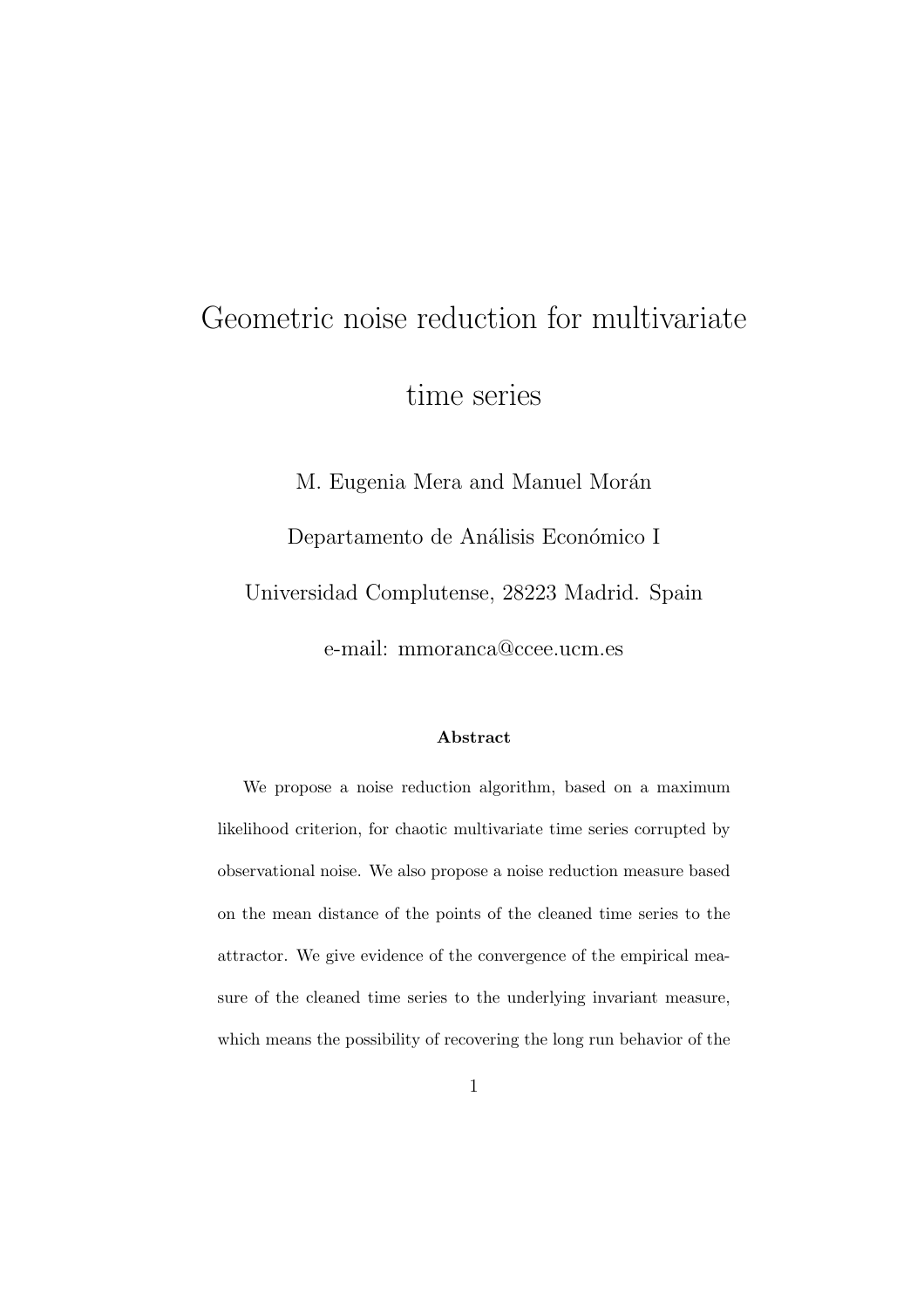# Geometric noise reduction for multivariate time series

M. Eugenia Mera and Manuel Morán

Departamento de Análisis Económico I

Universidad Complutense, 28223 Madrid. Spain

e-mail: mmoranca@ccee.ucm.es

### Abstract

We propose a noise reduction algorithm, based on a maximum likelihood criterion, for chaotic multivariate time series corrupted by observational noise. We also propose a noise reduction measure based on the mean distance of the points of the cleaned time series to the attractor. We give evidence of the convergence of the empirical measure of the cleaned time series to the underlying invariant measure, which means the possibility of recovering the long run behavior of the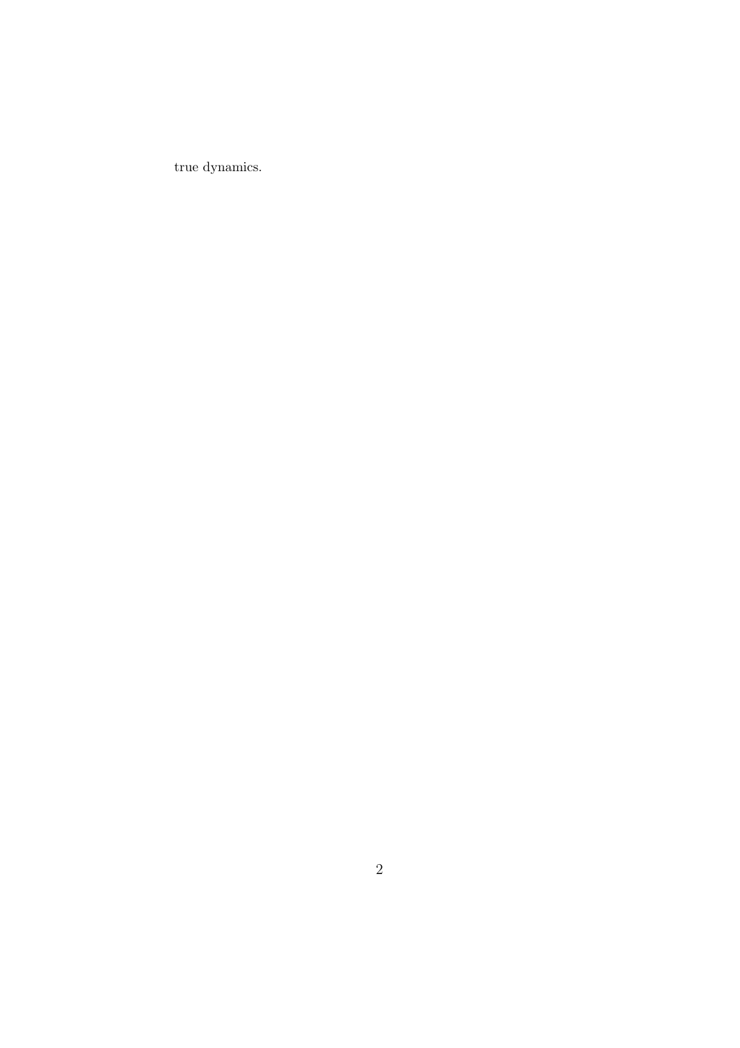true dynamics.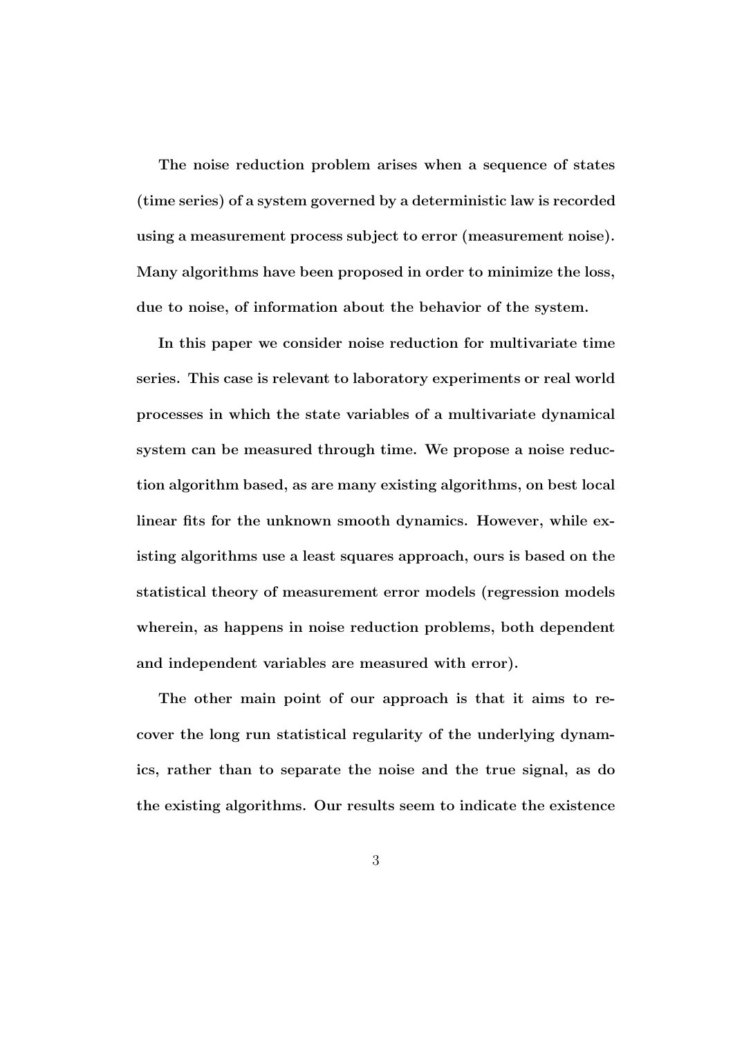**The noise reduction problem arises when a sequence of states (time series) of a system governed by a deterministic law is recorded using a measurement process subject to error (measurement noise). Many algorithms have been proposed in order to minimize the loss, due to noise, of information about the behavior of the system.**

**In this paper we consider noise reduction for multivariate time series. This case is relevant to laboratory experiments or real world processes in which the state variables of a multivariate dynamical system can be measured through time. We propose a noise reduction algorithm based, as are many existing algorithms, on best local linear fits for the unknown smooth dynamics. However, while existing algorithms use a least squares approach, ours is based on the statistical theory of measurement error models (regression models wherein, as happens in noise reduction problems, both dependent and independent variables are measured with error).**

**The other main point of our approach is that it aims to recover the long run statistical regularity of the underlying dynamics, rather than to separate the noise and the true signal, as do the existing algorithms. Our results seem to indicate the existence**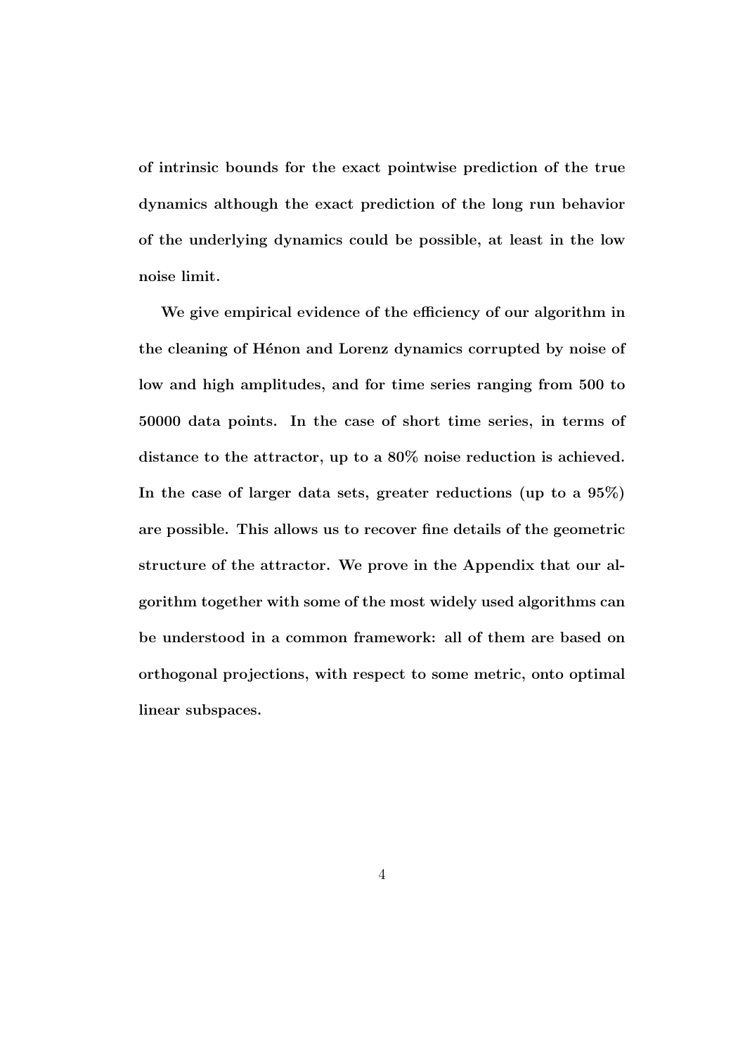of intrinsic bounds for the exact pointwise prediction of the true dynamics although the exact prediction of the long run behavior of the underlying dynamics could be possible, at least in the low noise limit.

We give empirical evidence of the efficiency of our algorithm in the cleaning of Hénon and Lorenz dynamics corrupted by noise of low and high amplitudes, and for time series ranging from 500 to 50000 data points. In the case of short time series, in terms of distance to the attractor, up to a 80% noise reduction is achieved. In the case of larger data sets, greater reductions (up to a 95%) are possible. This allows us to recover fine details of the geometric structure of the attractor. We prove in the Appendix that our algorithm together with some of the most widely used algorithms can be understood in a common framework: all of them are based on orthogonal projections, with respect to some metric, onto optimal linear subspaces.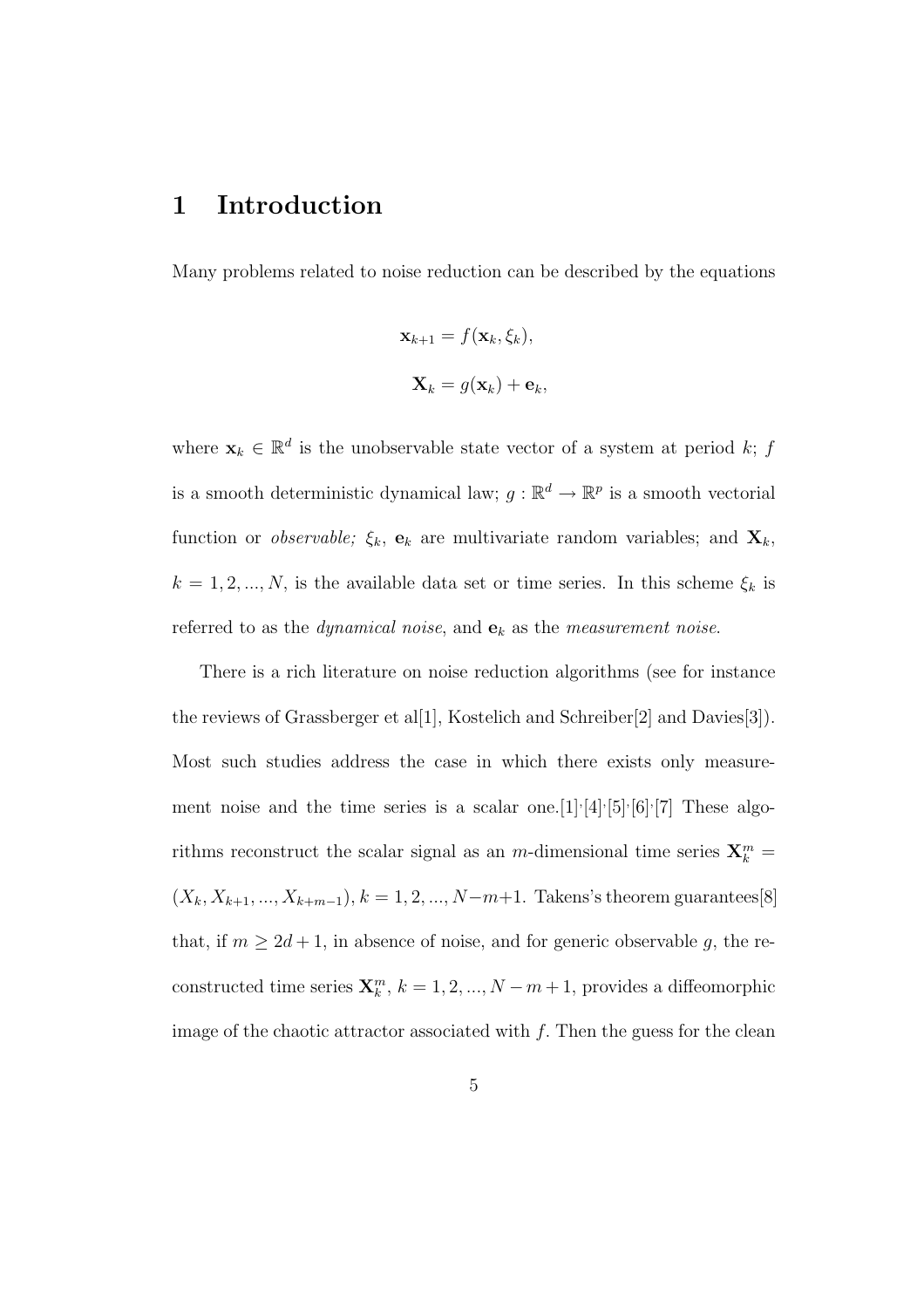# 1 Introduction

Many problems related to noise reduction can be described by the equations

$$\mathbf{x}_{k+1} = f(\mathbf{x}_k, \xi_k),$$

$$\mathbf{X}_k = g(\mathbf{x}_k) + \mathbf{e}_k,$$

where $\mathbf{x}_k \in \mathbb{R}^d$ is the unobservable state vector of a system at period $k$; $f$ is a smooth deterministic dynamical law; $g : \mathbb{R}^d \to \mathbb{R}^p$ is a smooth vectorial function or *observable;* $\xi_k$, $\mathbf{e}_k$ are multivariate random variables; and $\mathbf{X}_k$, $k = 1, 2, ..., N$, is the available data set or time series. In this scheme $\xi_k$ is referred to as the *dynamical noise*, and $\mathbf{e}_k$ as the *measurement noise*.

There is a rich literature on noise reduction algorithms (see for instance the reviews of Grassberger et al[1], Kostelich and Schreiber[2] and Davies[3]). Most such studies address the case in which there exists only measurement noise and the time series is a scalar one.[1],[4],[5],[6],[7] These algorithms reconstruct the scalar signal as an $m$-dimensional time series $\mathbf{X}_k^m = (X_k, X_{k+1}, ..., X_{k+m-1})$, $k = 1, 2, ..., N-m+1$. Takens's theorem guarantees[8] that, if $m \geq 2d+1$, in absence of noise, and for generic observable $g$, the reconstructed time series $\mathbf{X}_k^m$, $k = 1, 2, ..., N-m+1$, provides a diffeomorphic image of the chaotic attractor associated with $f$. Then the guess for the clean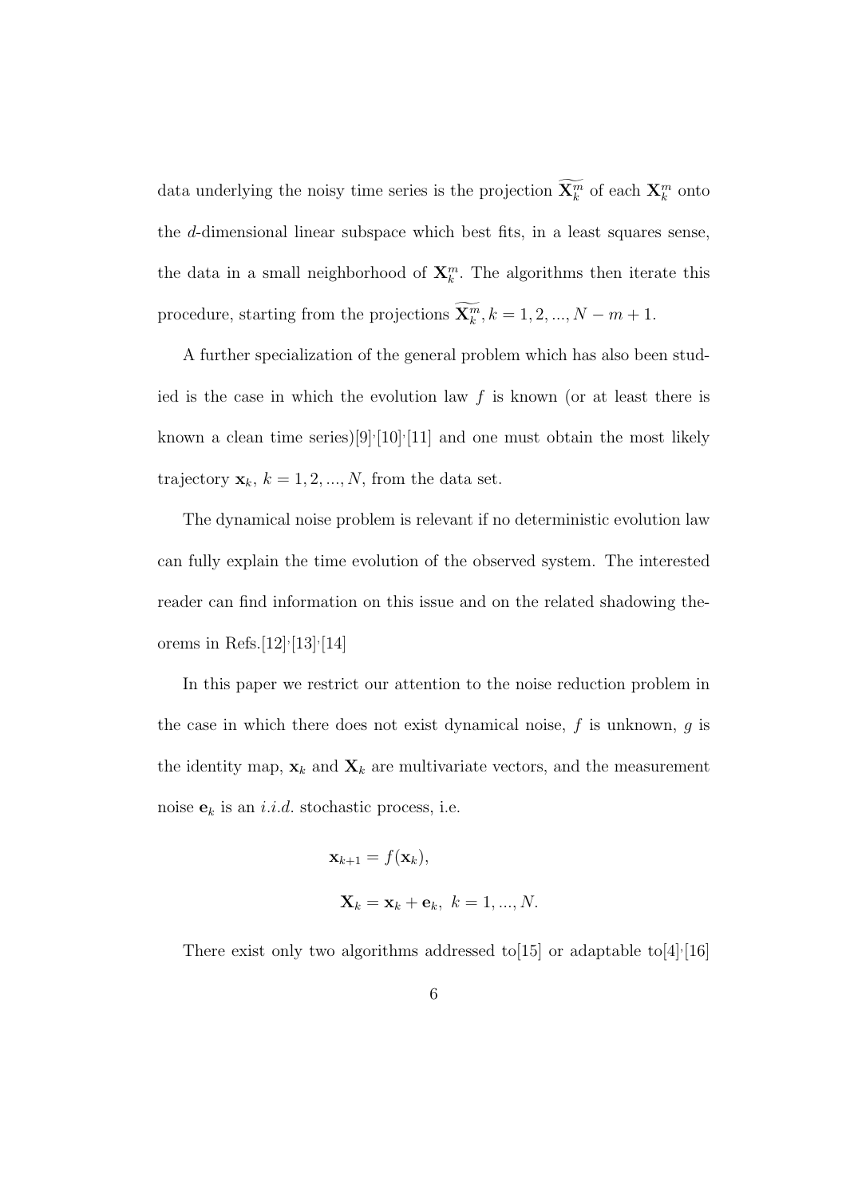data underlying the noisy time series is the projection $\widetilde{\mathbf{X}_k^m}$ of each $\mathbf{X}_k^m$ onto the $d$-dimensional linear subspace which best fits, in a least squares sense, the data in a small neighborhood of $\mathbf{X}_k^m$. The algorithms then iterate this procedure, starting from the projections $\widetilde{\mathbf{X}_k^m}, k = 1, 2, ..., N - m + 1$.

A further specialization of the general problem which has also been studied is the case in which the evolution law $f$ is known (or at least there is known a clean time series)[9],[10],[11] and one must obtain the most likely trajectory $\mathbf{x}_k$, $k = 1, 2, ..., N$, from the data set.

The dynamical noise problem is relevant if no deterministic evolution law can fully explain the time evolution of the observed system. The interested reader can find information on this issue and on the related shadowing theorems in Refs.[12],[13],[14]

In this paper we restrict our attention to the noise reduction problem in the case in which there does not exist dynamical noise, $f$ is unknown, $g$ is the identity map, $\mathbf{x}_k$ and $\mathbf{X}_k$ are multivariate vectors, and the measurement noise $\mathbf{e}_k$ is an *i.i.d.* stochastic process, i.e.

$$\mathbf{x}_{k+1} = f(\mathbf{x}_k),$$

$$\mathbf{X}_k = \mathbf{x}_k + \mathbf{e}_k, \; k = 1, ..., N.$$

There exist only two algorithms addressed to[15] or adaptable to[4],[16]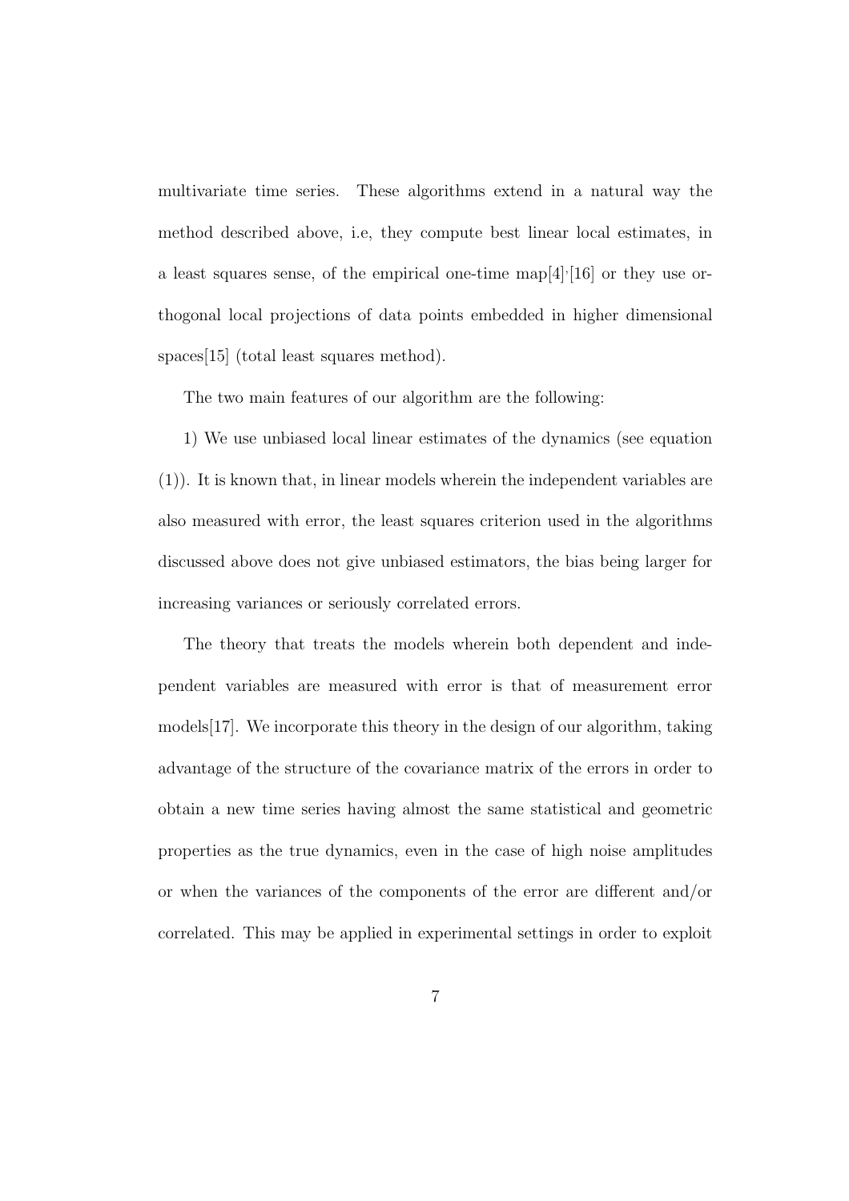multivariate time series. These algorithms extend in a natural way the method described above, i.e, they compute best linear local estimates, in a least squares sense, of the empirical one-time map[4],[16] or they use orthogonal local projections of data points embedded in higher dimensional spaces[15] (total least squares method).

The two main features of our algorithm are the following:

1) We use unbiased local linear estimates of the dynamics (see equation (1)). It is known that, in linear models wherein the independent variables are also measured with error, the least squares criterion used in the algorithms discussed above does not give unbiased estimators, the bias being larger for increasing variances or seriously correlated errors.

The theory that treats the models wherein both dependent and independent variables are measured with error is that of measurement error models[17]. We incorporate this theory in the design of our algorithm, taking advantage of the structure of the covariance matrix of the errors in order to obtain a new time series having almost the same statistical and geometric properties as the true dynamics, even in the case of high noise amplitudes or when the variances of the components of the error are different and/or correlated. This may be applied in experimental settings in order to exploit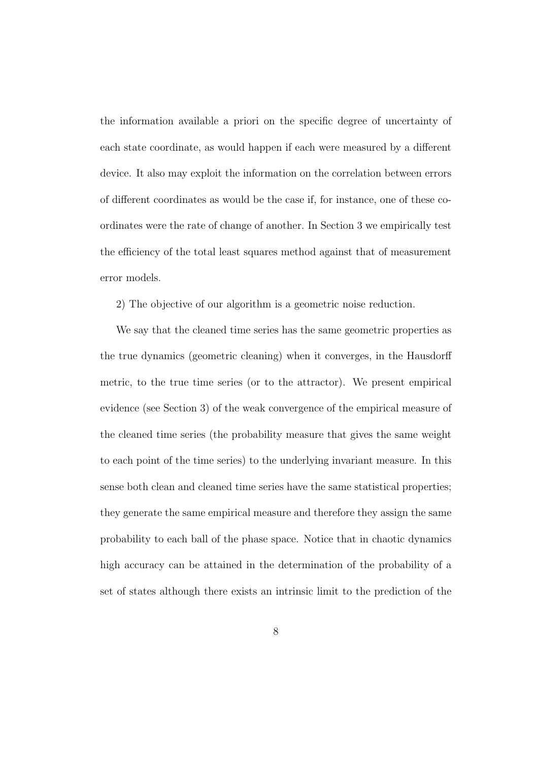the information available a priori on the specific degree of uncertainty of each state coordinate, as would happen if each were measured by a different device. It also may exploit the information on the correlation between errors of different coordinates as would be the case if, for instance, one of these coordinates were the rate of change of another. In Section 3 we empirically test the efficiency of the total least squares method against that of measurement error models.

2) The objective of our algorithm is a geometric noise reduction.

We say that the cleaned time series has the same geometric properties as the true dynamics (geometric cleaning) when it converges, in the Hausdorff metric, to the true time series (or to the attractor). We present empirical evidence (see Section 3) of the weak convergence of the empirical measure of the cleaned time series (the probability measure that gives the same weight to each point of the time series) to the underlying invariant measure. In this sense both clean and cleaned time series have the same statistical properties; they generate the same empirical measure and therefore they assign the same probability to each ball of the phase space. Notice that in chaotic dynamics high accuracy can be attained in the determination of the probability of a set of states although there exists an intrinsic limit to the prediction of the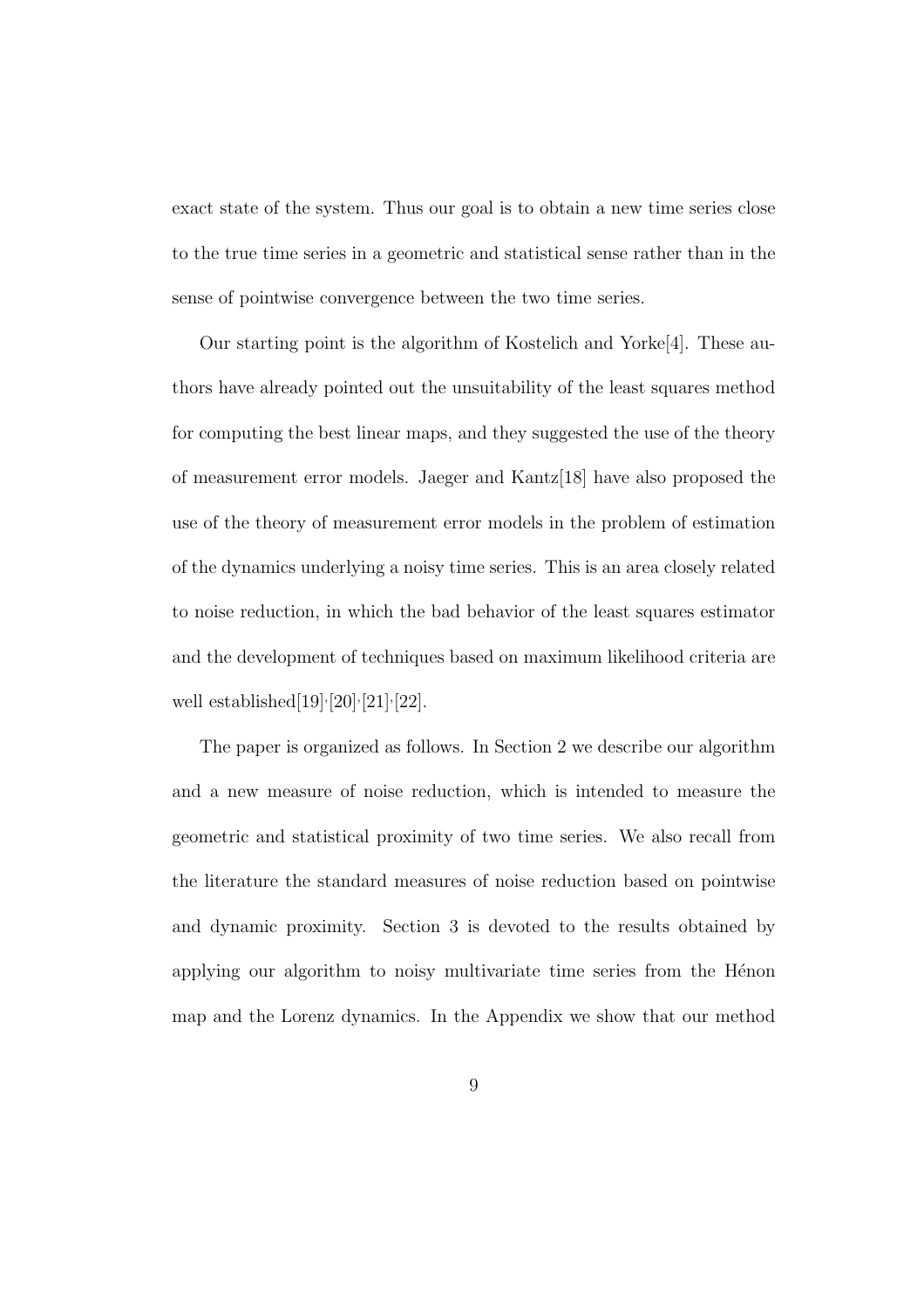exact state of the system. Thus our goal is to obtain a new time series close to the true time series in a geometric and statistical sense rather than in the sense of pointwise convergence between the two time series.

Our starting point is the algorithm of Kostelich and Yorke[4]. These authors have already pointed out the unsuitability of the least squares method for computing the best linear maps, and they suggested the use of the theory of measurement error models. Jaeger and Kantz[18] have also proposed the use of the theory of measurement error models in the problem of estimation of the dynamics underlying a noisy time series. This is an area closely related to noise reduction, in which the bad behavior of the least squares estimator and the development of techniques based on maximum likelihood criteria are well established[19],[20],[21],[22].

The paper is organized as follows. In Section 2 we describe our algorithm and a new measure of noise reduction, which is intended to measure the geometric and statistical proximity of two time series. We also recall from the literature the standard measures of noise reduction based on pointwise and dynamic proximity. Section 3 is devoted to the results obtained by applying our algorithm to noisy multivariate time series from the Hénon map and the Lorenz dynamics. In the Appendix we show that our method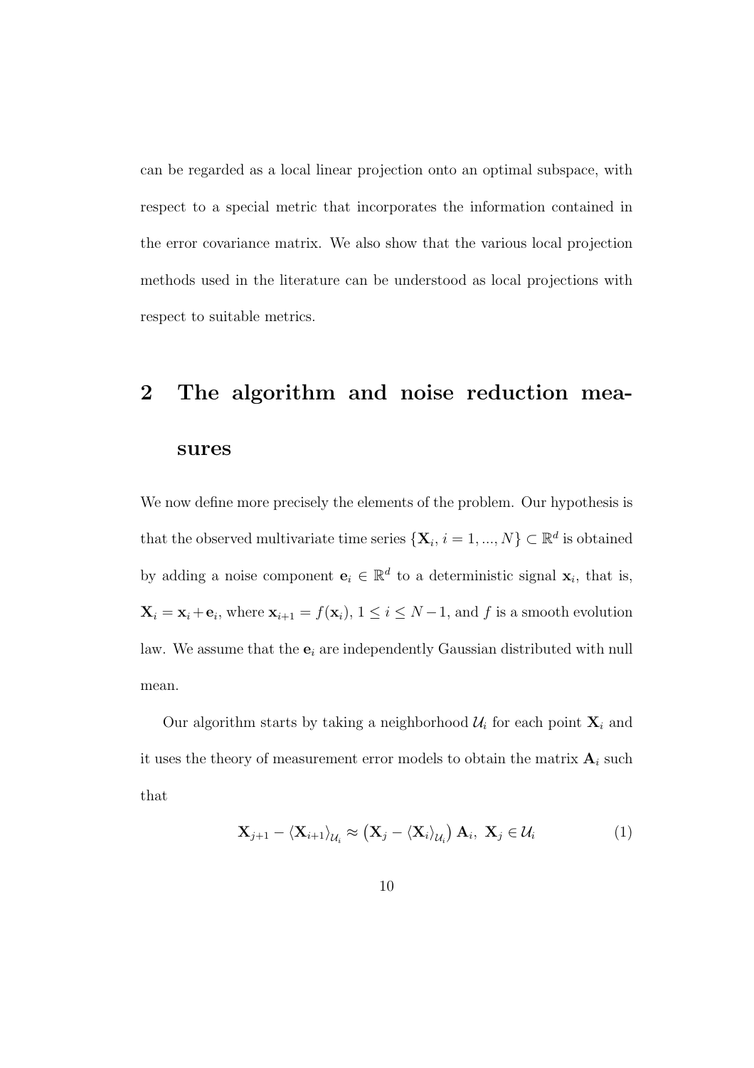can be regarded as a local linear projection onto an optimal subspace, with respect to a special metric that incorporates the information contained in the error covariance matrix. We also show that the various local projection methods used in the literature can be understood as local projections with respect to suitable metrics.

## 2 The algorithm and noise reduction measures

We now define more precisely the elements of the problem. Our hypothesis is that the observed multivariate time series $\{\mathbf{X}_i, i = 1, ..., N\} \subset \mathbb{R}^d$ is obtained by adding a noise component $\mathbf{e}_i \in \mathbb{R}^d$ to a deterministic signal $\mathbf{x}_i$, that is, $\mathbf{X}_i = \mathbf{x}_i + \mathbf{e}_i$, where $\mathbf{x}_{i+1} = f(\mathbf{x}_i)$, $1 \leq i \leq N-1$, and $f$ is a smooth evolution law. We assume that the $\mathbf{e}_i$ are independently Gaussian distributed with null mean.

Our algorithm starts by taking a neighborhood $\mathcal{U}_i$ for each point $\mathbf{X}_i$ and it uses the theory of measurement error models to obtain the matrix $\mathbf{A}_i$ such that

$$\mathbf{X}_{j+1} - \langle \mathbf{X}_{i+1} \rangle_{\mathcal{U}_i} \approx \left( \mathbf{X}_j - \langle \mathbf{X}_i \rangle_{\mathcal{U}_i} \right) \mathbf{A}_i, \ \mathbf{X}_j \in \mathcal{U}_i \tag{1}$$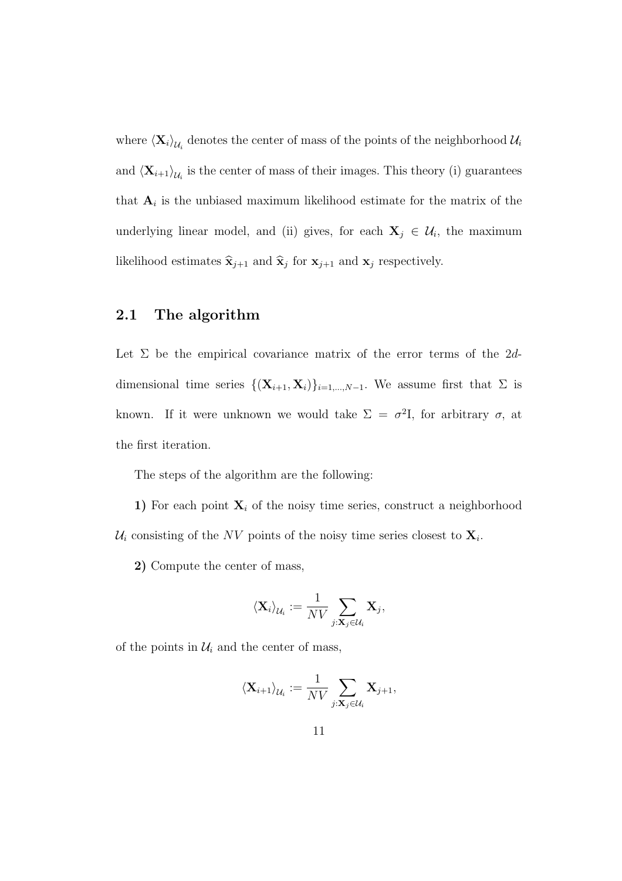where $\langle \mathbf{X}_i \rangle_{\mathcal{U}_i}$ denotes the center of mass of the points of the neighborhood $\mathcal{U}_i$ and $\langle \mathbf{X}_{i+1} \rangle_{\mathcal{U}_i}$ is the center of mass of their images. This theory (i) guarantees that $\mathbf{A}_i$ is the unbiased maximum likelihood estimate for the matrix of the underlying linear model, and (ii) gives, for each $\mathbf{X}_j \in \mathcal{U}_i$, the maximum likelihood estimates $\widehat{\mathbf{x}}_{j+1}$ and $\widehat{\mathbf{x}}_j$ for $\mathbf{x}_{j+1}$ and $\mathbf{x}_j$ respectively.

## 2.1 The algorithm

Let $\Sigma$ be the empirical covariance matrix of the error terms of the $2d$-dimensional time series $\{(\mathbf{X}_{i+1}, \mathbf{X}_i)\}_{i=1,\ldots,N-1}$. We assume first that $\Sigma$ is known. If it were unknown we would take $\Sigma = \sigma^2 \mathrm{I}$, for arbitrary $\sigma$, at the first iteration.

The steps of the algorithm are the following:

**1)** For each point $\mathbf{X}_i$ of the noisy time series, construct a neighborhood $\mathcal{U}_i$ consisting of the $NV$ points of the noisy time series closest to $\mathbf{X}_i$.

**2)** Compute the center of mass,

$$\langle \mathbf{X}_i \rangle_{\mathcal{U}_i} := \frac{1}{NV} \sum_{j:\mathbf{X}_j \in \mathcal{U}_i} \mathbf{X}_j,$$

of the points in $\mathcal{U}_i$ and the center of mass,

$$\langle \mathbf{X}_{i+1} \rangle_{\mathcal{U}_i} := \frac{1}{NV} \sum_{j:\mathbf{X}_j \in \mathcal{U}_i} \mathbf{X}_{j+1},$$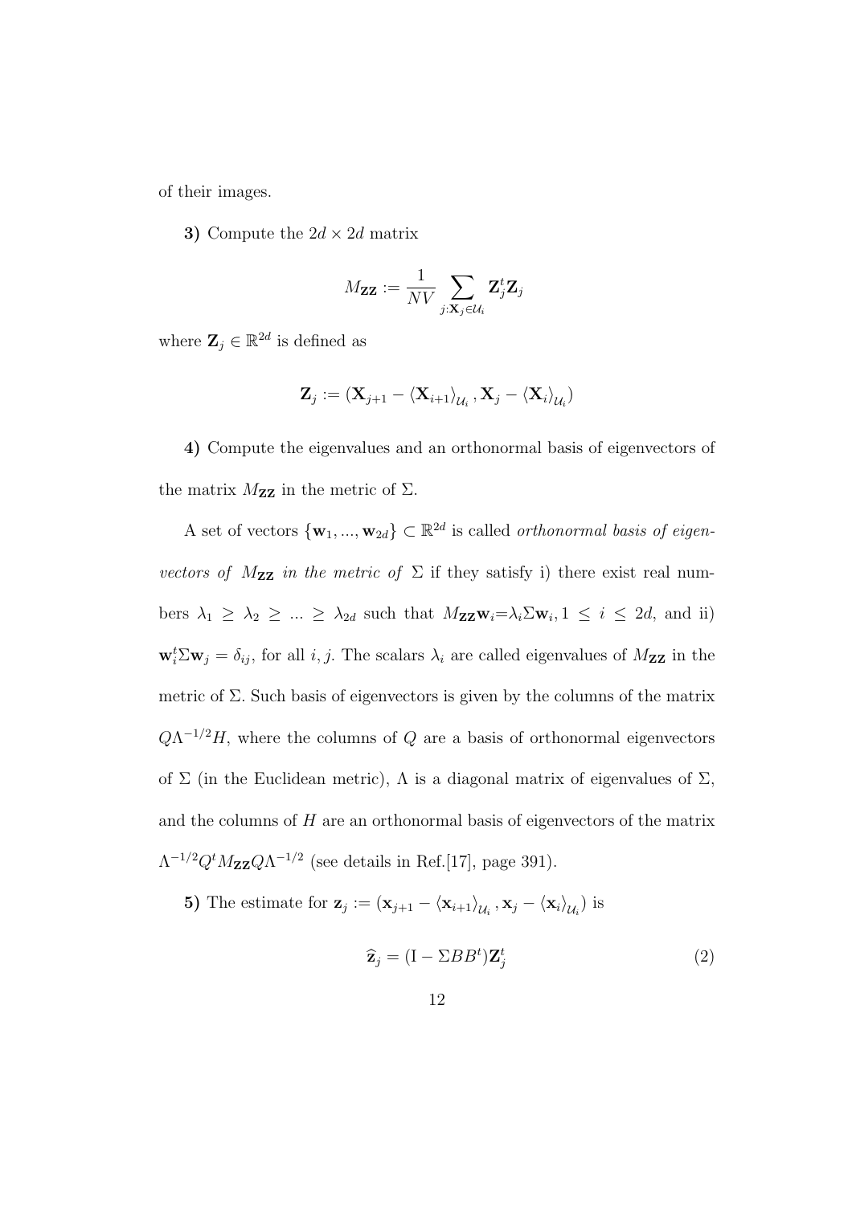of their images.

**3)** Compute the $2d \times 2d$ matrix

$$M_{\mathbf{ZZ}} := \frac{1}{NV} \sum_{j:\mathbf{X}_j \in \mathcal{U}_i} \mathbf{Z}_j^t \mathbf{Z}_j$$

where $\mathbf{Z}_j \in \mathbb{R}^{2d}$ is defined as

$$\mathbf{Z}_j := (\mathbf{X}_{j+1} - \langle \mathbf{X}_{i+1} \rangle_{\mathcal{U}_i}, \mathbf{X}_j - \langle \mathbf{X}_i \rangle_{\mathcal{U}_i})$$

**4)** Compute the eigenvalues and an orthonormal basis of eigenvectors of the matrix $M_{\mathbf{ZZ}}$ in the metric of $\Sigma$.

A set of vectors $\{\mathbf{w}_1, ..., \mathbf{w}_{2d}\} \subset \mathbb{R}^{2d}$ is called *orthonormal basis of eigenvectors of $M_{\mathbf{ZZ}}$ in the metric of* $\Sigma$ if they satisfy i) there exist real numbers $\lambda_1 \geq \lambda_2 \geq ... \geq \lambda_{2d}$ such that $M_{\mathbf{ZZ}} \mathbf{w}_i = \lambda_i \Sigma \mathbf{w}_i, 1 \leq i \leq 2d$, and ii) $\mathbf{w}_i^t \Sigma \mathbf{w}_j = \delta_{ij}$, for all $i, j$. The scalars $\lambda_i$ are called eigenvalues of $M_{\mathbf{ZZ}}$ in the metric of $\Sigma$. Such basis of eigenvectors is given by the columns of the matrix $Q\Lambda^{-1/2}H$, where the columns of $Q$ are a basis of orthonormal eigenvectors of $\Sigma$ (in the Euclidean metric), $\Lambda$ is a diagonal matrix of eigenvalues of $\Sigma$, and the columns of $H$ are an orthonormal basis of eigenvectors of the matrix $\Lambda^{-1/2} Q^t M_{\mathbf{ZZ}} Q \Lambda^{-1/2}$ (see details in Ref.[17], page 391).

**5)** The estimate for $\mathbf{z}_j := (\mathbf{x}_{j+1} - \langle \mathbf{x}_{i+1} \rangle_{\mathcal{U}_i}, \mathbf{x}_j - \langle \mathbf{x}_i \rangle_{\mathcal{U}_i})$ is

$$\widehat{\mathbf{z}}_j = (\mathrm{I} - \Sigma B B^t) \mathbf{Z}_j^t \tag{2}$$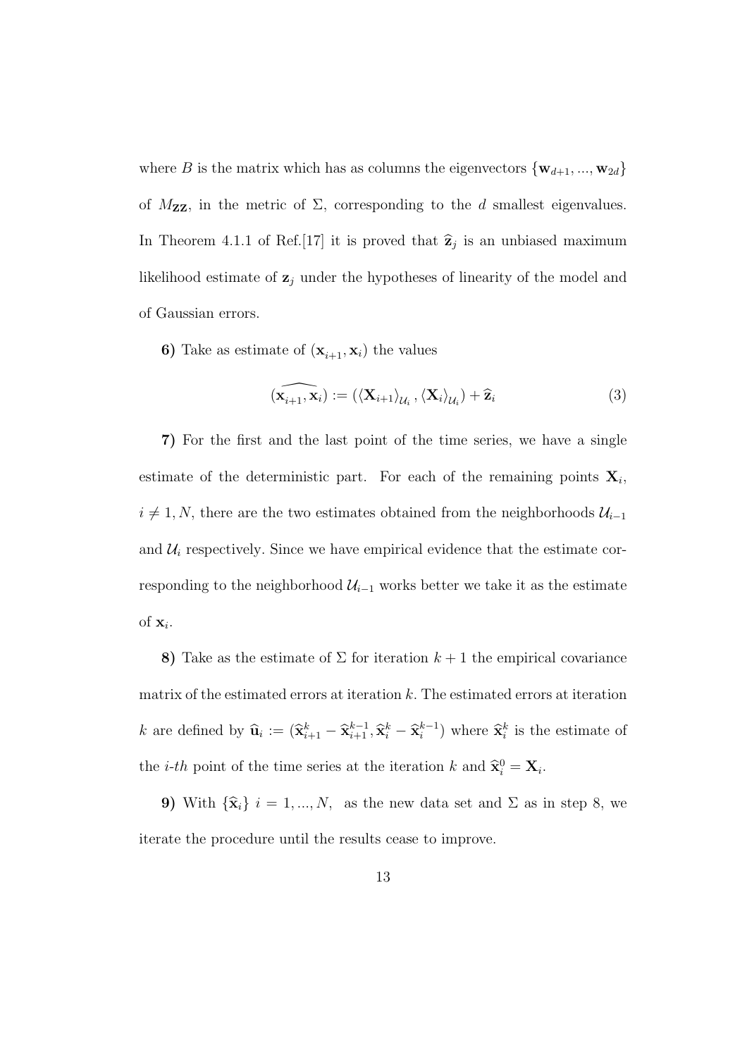where $B$ is the matrix which has as columns the eigenvectors $\{\mathbf{w}_{d+1}, ..., \mathbf{w}_{2d}\}$ of $M_{\mathbf{ZZ}}$, in the metric of $\Sigma$, corresponding to the $d$ smallest eigenvalues. In Theorem 4.1.1 of Ref.[17] it is proved that $\widehat{\mathbf{z}}_j$ is an unbiased maximum likelihood estimate of $\mathbf{z}_j$ under the hypotheses of linearity of the model and of Gaussian errors.

**6)** Take as estimate of $(\mathbf{x}_{i+1}, \mathbf{x}_i)$ the values

$$\widehat{(\mathbf{x}_{i+1}, \mathbf{x}_i)} := (\langle \mathbf{X}_{i+1} \rangle_{\mathcal{U}_i}, \langle \mathbf{X}_i \rangle_{\mathcal{U}_i}) + \widehat{\mathbf{z}}_i \tag{3}$$

**7)** For the first and the last point of the time series, we have a single estimate of the deterministic part. For each of the remaining points $\mathbf{X}_i$, $i \neq 1, N$, there are the two estimates obtained from the neighborhoods $\mathcal{U}_{i-1}$ and $\mathcal{U}_i$ respectively. Since we have empirical evidence that the estimate corresponding to the neighborhood $\mathcal{U}_{i-1}$ works better we take it as the estimate of $\mathbf{x}_i$.

**8)** Take as the estimate of $\Sigma$ for iteration $k+1$ the empirical covariance matrix of the estimated errors at iteration $k$. The estimated errors at iteration $k$ are defined by $\widehat{\mathbf{u}}_i := (\widehat{\mathbf{x}}_{i+1}^k - \widehat{\mathbf{x}}_{i+1}^{k-1}, \widehat{\mathbf{x}}_i^k - \widehat{\mathbf{x}}_i^{k-1})$ where $\widehat{\mathbf{x}}_i^k$ is the estimate of the *i-th* point of the time series at the iteration $k$ and $\widehat{\mathbf{x}}_i^0 = \mathbf{X}_i$.

**9)** With $\{\widehat{\mathbf{x}}_i\}$ $i = 1, ..., N$, as the new data set and $\Sigma$ as in step 8, we iterate the procedure until the results cease to improve.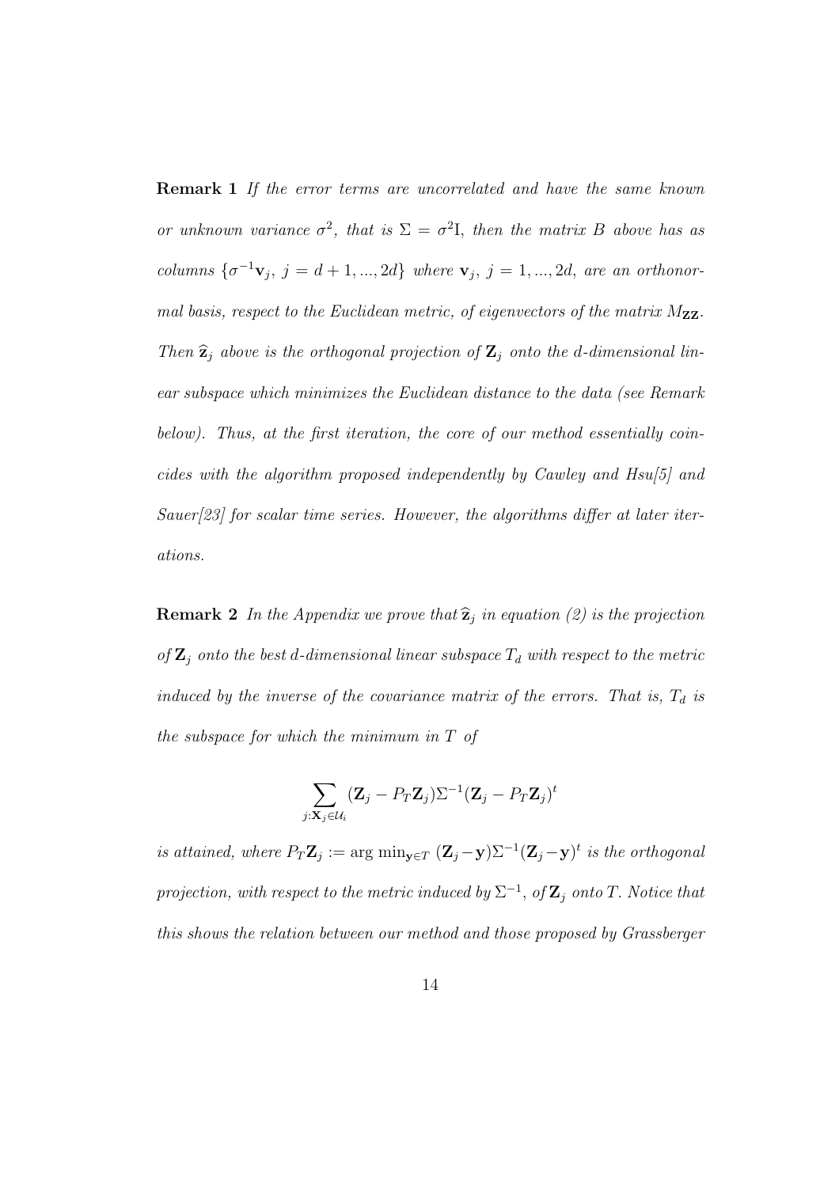**Remark 1** *If the error terms are uncorrelated and have the same known or unknown variance $\sigma^2$, that is $\Sigma = \sigma^2 \mathrm{I}$, then the matrix $B$ above has as columns $\{\sigma^{-1}\mathbf{v}_j,\ j = d+1, ..., 2d\}$ where $\mathbf{v}_j,\ j = 1, ..., 2d$, are an orthonormal basis, respect to the Euclidean metric, of eigenvectors of the matrix $M_{\mathbf{ZZ}}$. Then $\widehat{\mathbf{z}}_j$ above is the orthogonal projection of $\mathbf{Z}_j$ onto the $d$-dimensional linear subspace which minimizes the Euclidean distance to the data (see Remark below). Thus, at the first iteration, the core of our method essentially coincides with the algorithm proposed independently by Cawley and Hsu[5] and Sauer[23] for scalar time series. However, the algorithms differ at later iterations.*

**Remark 2** *In the Appendix we prove that $\widehat{\mathbf{z}}_j$ in equation (2) is the projection of $\mathbf{Z}_j$ onto the best $d$-dimensional linear subspace $T_d$ with respect to the metric induced by the inverse of the covariance matrix of the errors. That is, $T_d$ is the subspace for which the minimum in $T$ of*

$$\sum_{j:\mathbf{X}_j \in \mathcal{U}_i} (\mathbf{Z}_j - P_T\mathbf{Z}_j)\Sigma^{-1}(\mathbf{Z}_j - P_T\mathbf{Z}_j)^t$$

*is attained, where $P_T\mathbf{Z}_j := \arg\min_{\mathbf{y}\in T} (\mathbf{Z}_j - \mathbf{y})\Sigma^{-1}(\mathbf{Z}_j - \mathbf{y})^t$ is the orthogonal projection, with respect to the metric induced by $\Sigma^{-1}$, of $\mathbf{Z}_j$ onto $T$. Notice that this shows the relation between our method and those proposed by Grassberger*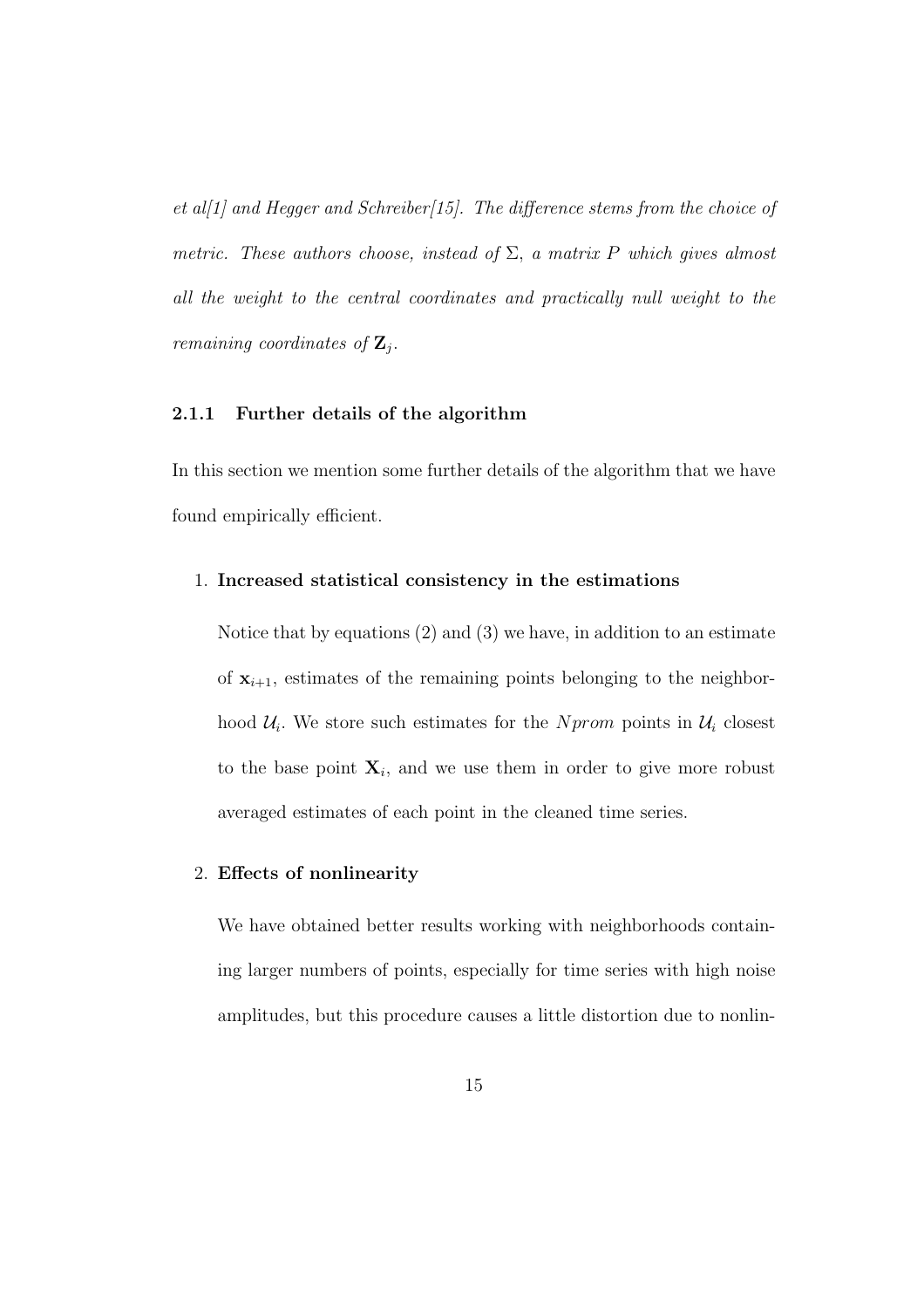*et al[1] and Hegger and Schreiber[15]. The difference stems from the choice of metric. These authors choose, instead of $\Sigma$, a matrix $P$ which gives almost all the weight to the central coordinates and practically null weight to the remaining coordinates of $\mathbf{Z}_j$.*

### 2.1.1 Further details of the algorithm

In this section we mention some further details of the algorithm that we have found empirically efficient.

1. **Increased statistical consistency in the estimations**

   Notice that by equations (2) and (3) we have, in addition to an estimate of $\mathbf{x}_{i+1}$, estimates of the remaining points belonging to the neighborhood $\mathcal{U}_i$. We store such estimates for the $Nprom$ points in $\mathcal{U}_i$ closest to the base point $\mathbf{X}_i$, and we use them in order to give more robust averaged estimates of each point in the cleaned time series.

2. **Effects of nonlinearity**

   We have obtained better results working with neighborhoods containing larger numbers of points, especially for time series with high noise amplitudes, but this procedure causes a little distortion due to nonlin-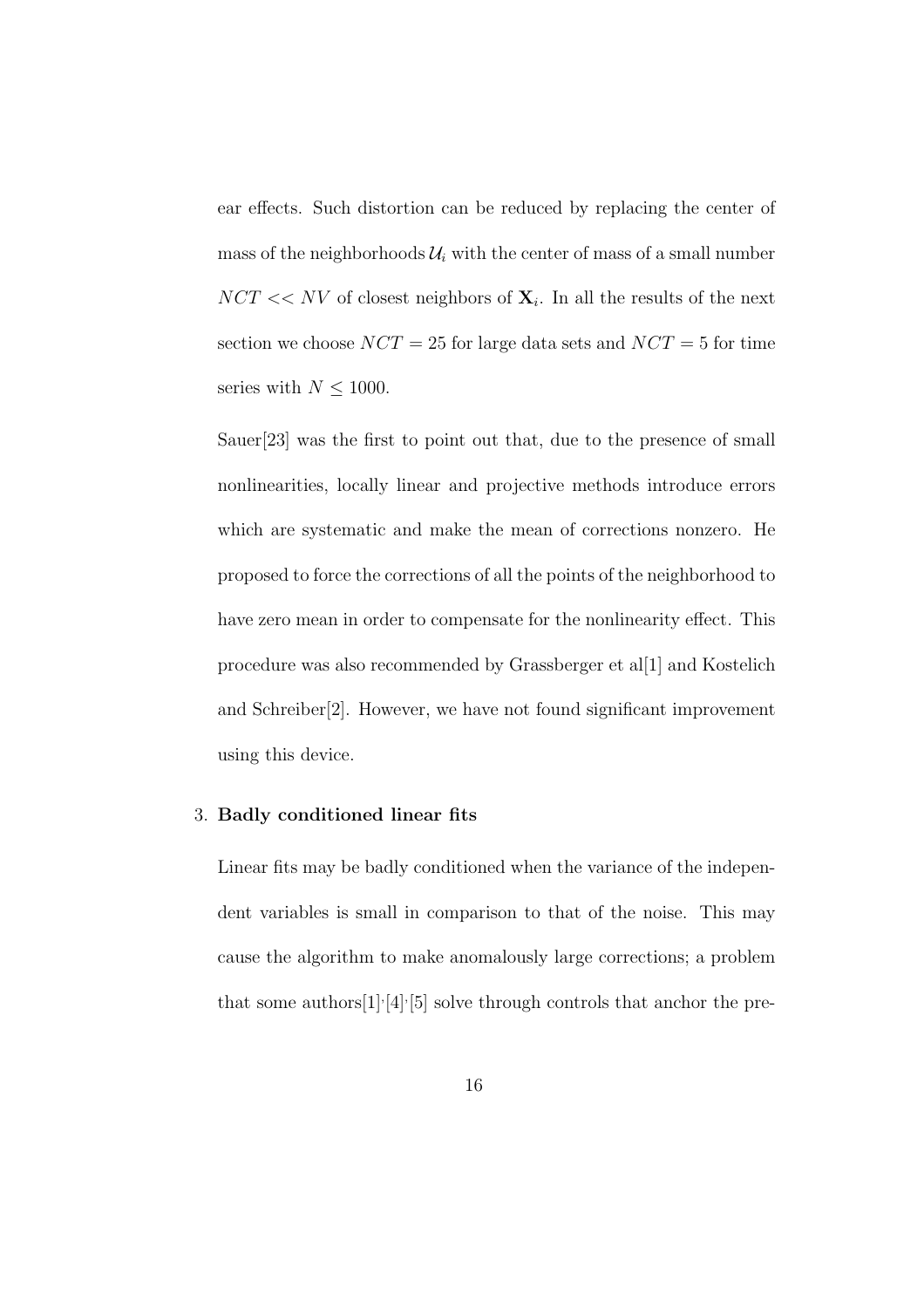ear effects. Such distortion can be reduced by replacing the center of mass of the neighborhoods $\mathcal{U}_i$ with the center of mass of a small number $NCT << NV$ of closest neighbors of $\mathbf{X}_i$. In all the results of the next section we choose $NCT = 25$ for large data sets and $NCT = 5$ for time series with $N \leq 1000$.

Sauer[23] was the first to point out that, due to the presence of small nonlinearities, locally linear and projective methods introduce errors which are systematic and make the mean of corrections nonzero. He proposed to force the corrections of all the points of the neighborhood to have zero mean in order to compensate for the nonlinearity effect. This procedure was also recommended by Grassberger et al[1] and Kostelich and Schreiber[2]. However, we have not found significant improvement using this device.

3. **Badly conditioned linear fits**

Linear fits may be badly conditioned when the variance of the independent variables is small in comparison to that of the noise. This may cause the algorithm to make anomalously large corrections; a problem that some authors[1],[4],[5] solve through controls that anchor the pre-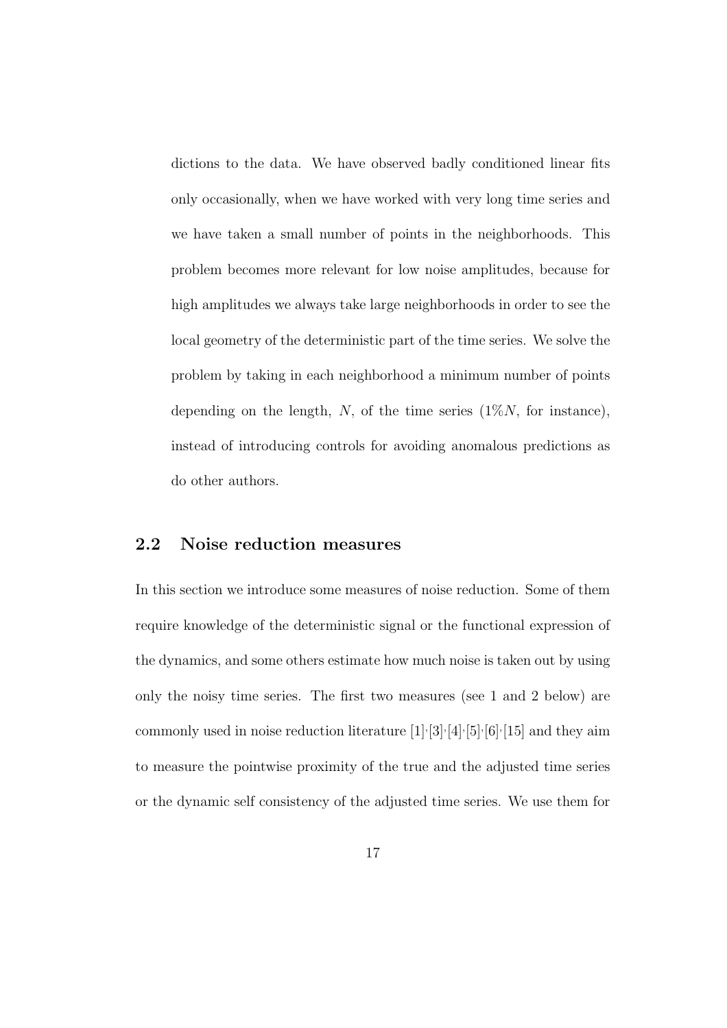dictions to the data. We have observed badly conditioned linear fits only occasionally, when we have worked with very long time series and we have taken a small number of points in the neighborhoods. This problem becomes more relevant for low noise amplitudes, because for high amplitudes we always take large neighborhoods in order to see the local geometry of the deterministic part of the time series. We solve the problem by taking in each neighborhood a minimum number of points depending on the length, $N$, of the time series ($1\%N$, for instance), instead of introducing controls for avoiding anomalous predictions as do other authors.

## 2.2 Noise reduction measures

In this section we introduce some measures of noise reduction. Some of them require knowledge of the deterministic signal or the functional expression of the dynamics, and some others estimate how much noise is taken out by using only the noisy time series. The first two measures (see 1 and 2 below) are commonly used in noise reduction literature [1],[3],[4],[5],[6],[15] and they aim to measure the pointwise proximity of the true and the adjusted time series or the dynamic self consistency of the adjusted time series. We use them for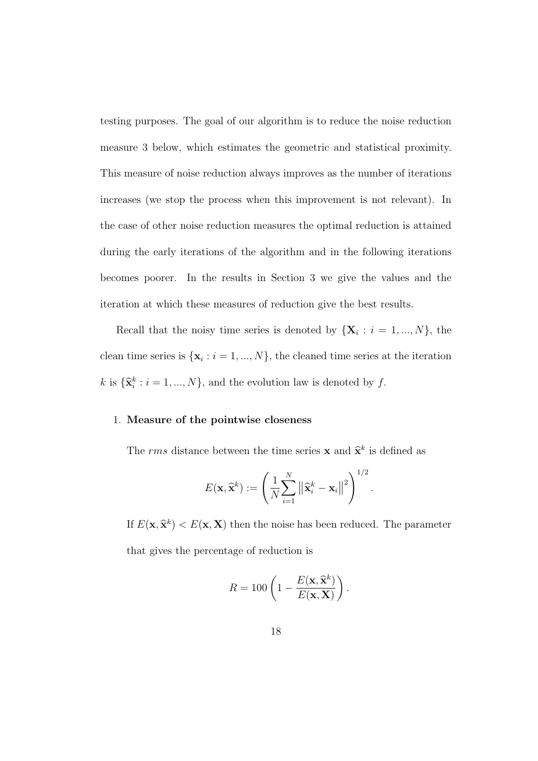testing purposes. The goal of our algorithm is to reduce the noise reduction measure 3 below, which estimates the geometric and statistical proximity. This measure of noise reduction always improves as the number of iterations increases (we stop the process when this improvement is not relevant). In the case of other noise reduction measures the optimal reduction is attained during the early iterations of the algorithm and in the following iterations becomes poorer. In the results in Section 3 we give the values and the iteration at which these measures of reduction give the best results.

Recall that the noisy time series is denoted by $\{\mathbf{X}_i : i = 1, ..., N\}$, the clean time series is $\{\mathbf{x}_i : i = 1, ..., N\}$, the cleaned time series at the iteration $k$ is $\{\widehat{\mathbf{x}}_i^k : i = 1, ..., N\}$, and the evolution law is denoted by $f$.

1. **Measure of the pointwise closeness**

   The *rms* distance between the time series $\mathbf{x}$ and $\widehat{\mathbf{x}}^k$ is defined as

   $$E(\mathbf{x}, \widehat{\mathbf{x}}^k) := \left( \frac{1}{N} \sum_{i=1}^{N} \left\| \widehat{\mathbf{x}}_i^k - \mathbf{x}_i \right\|^2 \right)^{1/2}.$$

   If $E(\mathbf{x}, \widehat{\mathbf{x}}^k) < E(\mathbf{x}, \mathbf{X})$ then the noise has been reduced. The parameter that gives the percentage of reduction is

   $$R = 100 \left( 1 - \frac{E(\mathbf{x}, \widehat{\mathbf{x}}^k)}{E(\mathbf{x}, \mathbf{X})} \right).$$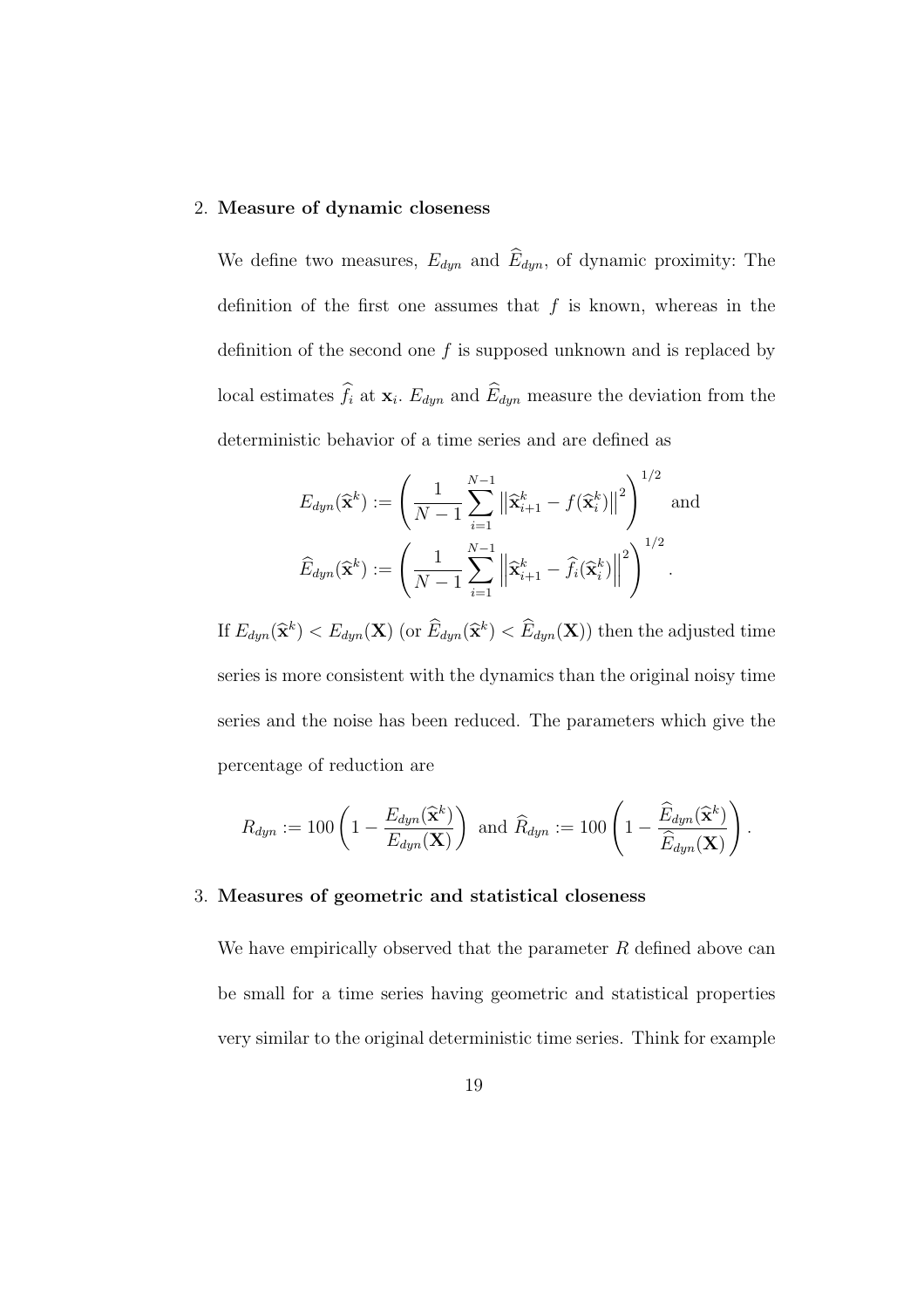2. **Measure of dynamic closeness**

   We define two measures, $E_{dyn}$ and $\widehat{E}_{dyn}$, of dynamic proximity: The definition of the first one assumes that $f$ is known, whereas in the definition of the second one $f$ is supposed unknown and is replaced by local estimates $\widehat{f}_i$ at $\mathbf{x}_i$. $E_{dyn}$ and $\widehat{E}_{dyn}$ measure the deviation from the deterministic behavior of a time series and are defined as

$$E_{dyn}(\widehat{\mathbf{x}}^k) := \left( \frac{1}{N-1} \sum_{i=1}^{N-1} \left\| \widehat{\mathbf{x}}_{i+1}^k - f(\widehat{\mathbf{x}}_i^k) \right\|^2 \right)^{1/2} \text{ and}$$
$$\widehat{E}_{dyn}(\widehat{\mathbf{x}}^k) := \left( \frac{1}{N-1} \sum_{i=1}^{N-1} \left\| \widehat{\mathbf{x}}_{i+1}^k - \widehat{f}_i(\widehat{\mathbf{x}}_i^k) \right\|^2 \right)^{1/2}.$$

   If $E_{dyn}(\widehat{\mathbf{x}}^k) < E_{dyn}(\mathbf{X})$ (or $\widehat{E}_{dyn}(\widehat{\mathbf{x}}^k) < \widehat{E}_{dyn}(\mathbf{X})$) then the adjusted time series is more consistent with the dynamics than the original noisy time series and the noise has been reduced. The parameters which give the percentage of reduction are

$$R_{dyn} := 100 \left( 1 - \frac{E_{dyn}(\widehat{\mathbf{x}}^k)}{E_{dyn}(\mathbf{X})} \right) \text{ and } \widehat{R}_{dyn} := 100 \left( 1 - \frac{\widehat{E}_{dyn}(\widehat{\mathbf{x}}^k)}{\widehat{E}_{dyn}(\mathbf{X})} \right).$$

3. **Measures of geometric and statistical closeness**

   We have empirically observed that the parameter $R$ defined above can be small for a time series having geometric and statistical properties very similar to the original deterministic time series. Think for example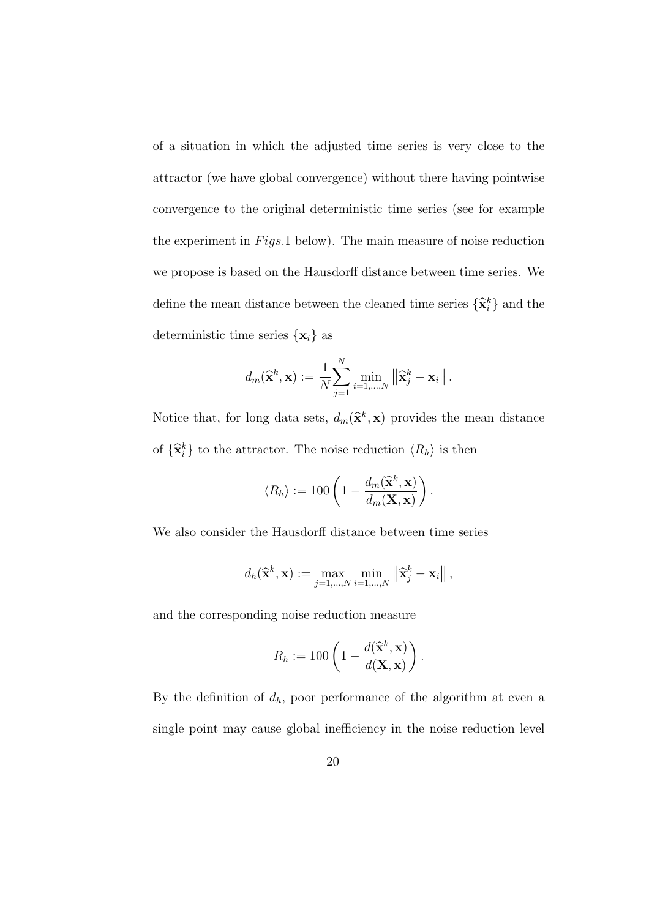of a situation in which the adjusted time series is very close to the attractor (we have global convergence) without there having pointwise convergence to the original deterministic time series (see for example the experiment in $Figs.$1 below). The main measure of noise reduction we propose is based on the Hausdorff distance between time series. We define the mean distance between the cleaned time series $\{\widehat{\mathbf{x}}_i^k\}$ and the deterministic time series $\{\mathbf{x}_i\}$ as

$$d_m(\widehat{\mathbf{x}}^k, \mathbf{x}) := \frac{1}{N}\sum_{j=1}^{N} \min_{i=1,\ldots,N} \left\|\widehat{\mathbf{x}}_j^k - \mathbf{x}_i\right\|.$$

Notice that, for long data sets, $d_m(\widehat{\mathbf{x}}^k, \mathbf{x})$ provides the mean distance of $\{\widehat{\mathbf{x}}_i^k\}$ to the attractor. The noise reduction $\langle R_h \rangle$ is then

$$\langle R_h \rangle := 100\left(1 - \frac{d_m(\widehat{\mathbf{x}}^k, \mathbf{x})}{d_m(\mathbf{X}, \mathbf{x})}\right).$$

We also consider the Hausdorff distance between time series

$$d_h(\widehat{\mathbf{x}}^k, \mathbf{x}) := \max_{j=1,\ldots,N} \min_{i=1,\ldots,N} \left\|\widehat{\mathbf{x}}_j^k - \mathbf{x}_i\right\|,$$

and the corresponding noise reduction measure

$$R_h := 100\left(1 - \frac{d(\widehat{\mathbf{x}}^k, \mathbf{x})}{d(\mathbf{X}, \mathbf{x})}\right).$$

By the definition of $d_h$, poor performance of the algorithm at even a single point may cause global inefficiency in the noise reduction level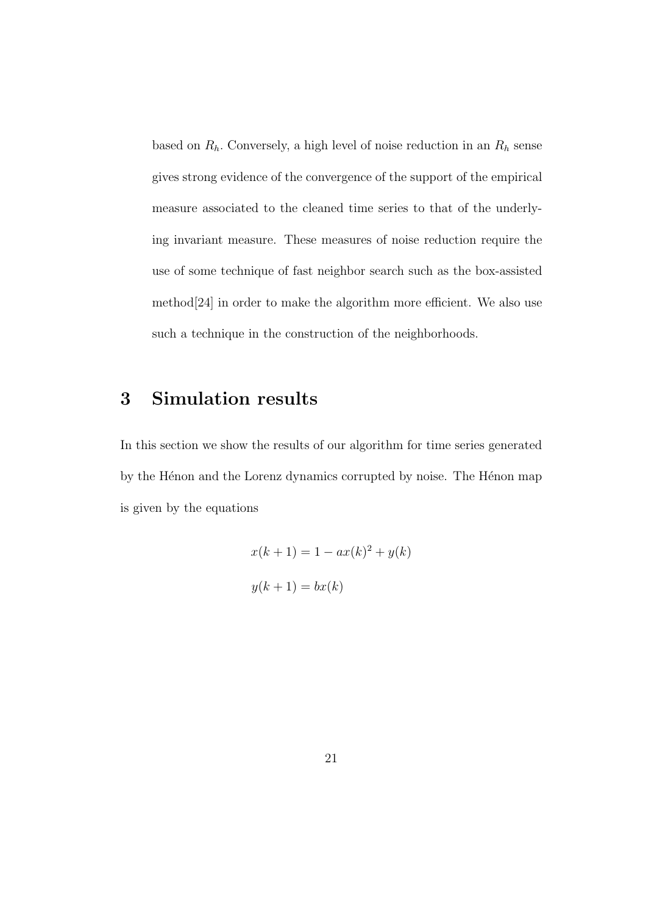based on $R_h$. Conversely, a high level of noise reduction in an $R_h$ sense gives strong evidence of the convergence of the support of the empirical measure associated to the cleaned time series to that of the underlying invariant measure. These measures of noise reduction require the use of some technique of fast neighbor search such as the box-assisted method[24] in order to make the algorithm more efficient. We also use such a technique in the construction of the neighborhoods.

# 3 Simulation results

In this section we show the results of our algorithm for time series generated by the Hénon and the Lorenz dynamics corrupted by noise. The Hénon map is given by the equations

$$x(k+1) = 1 - ax(k)^2 + y(k)$$

$$y(k+1) = bx(k)$$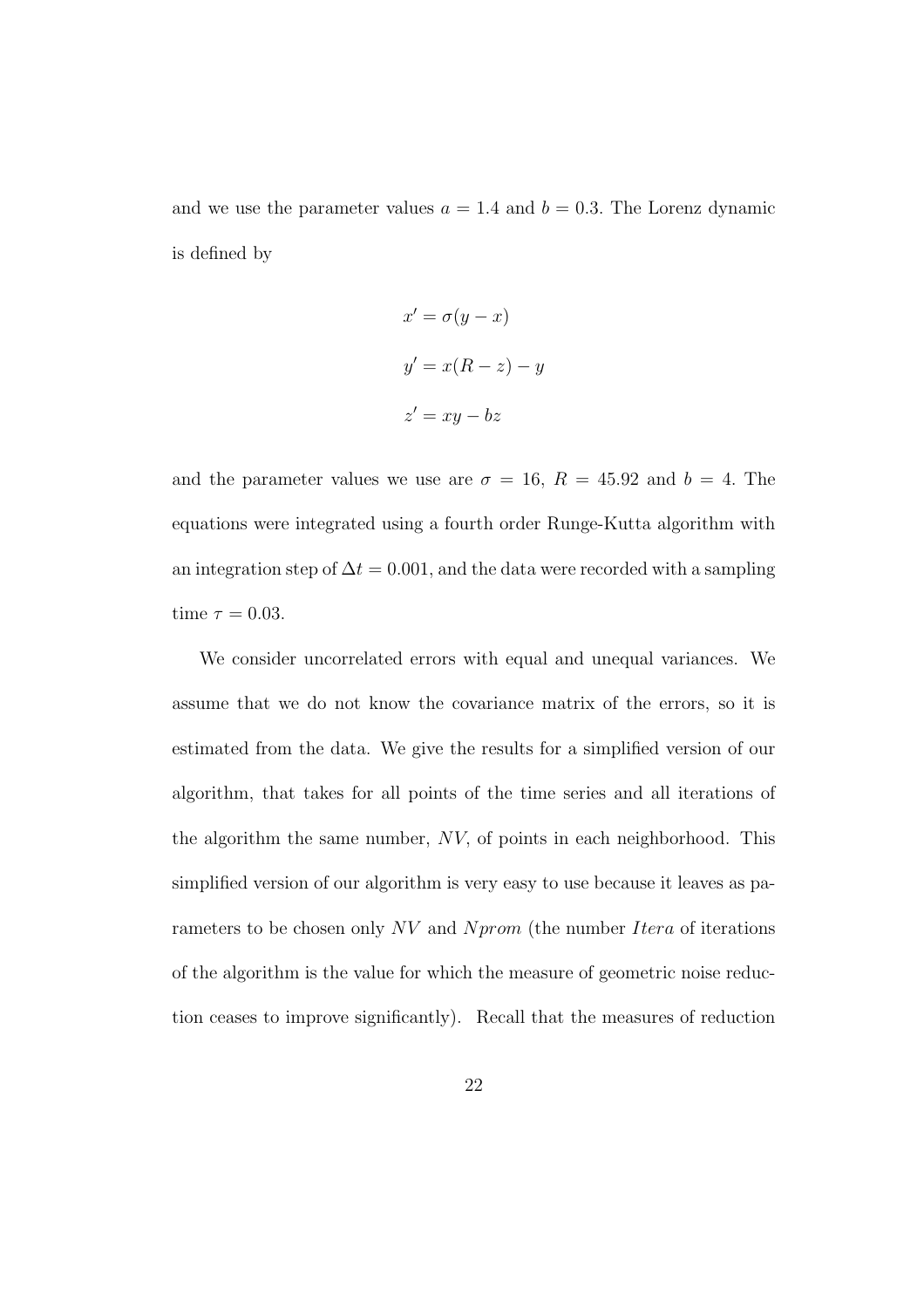and we use the parameter values $a = 1.4$ and $b = 0.3$. The Lorenz dynamic is defined by

$$
\begin{aligned}
x' &= \sigma(y - x) \\
y' &= x(R - z) - y \\
z' &= xy - bz
\end{aligned}
$$

and the parameter values we use are $\sigma = 16$, $R = 45.92$ and $b = 4$. The equations were integrated using a fourth order Runge-Kutta algorithm with an integration step of $\Delta t = 0.001$, and the data were recorded with a sampling time $\tau = 0.03$.

We consider uncorrelated errors with equal and unequal variances. We assume that we do not know the covariance matrix of the errors, so it is estimated from the data. We give the results for a simplified version of our algorithm, that takes for all points of the time series and all iterations of the algorithm the same number, $NV$, of points in each neighborhood. This simplified version of our algorithm is very easy to use because it leaves as parameters to be chosen only $NV$ and $Nprom$ (the number $Itera$ of iterations of the algorithm is the value for which the measure of geometric noise reduction ceases to improve significantly). Recall that the measures of reduction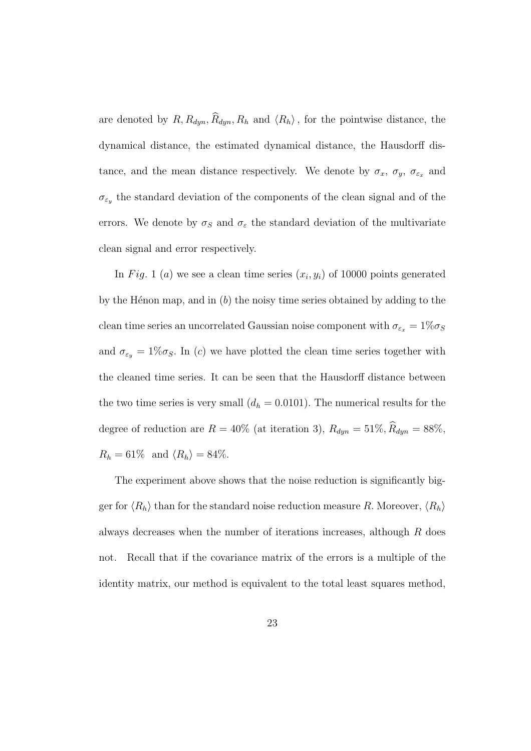are denoted by $R, R_{dyn}, \widehat{R}_{dyn}, R_h$ and $\langle R_h \rangle$ , for the pointwise distance, the dynamical distance, the estimated dynamical distance, the Hausdorff distance, and the mean distance respectively. We denote by $\sigma_x$, $\sigma_y$, $\sigma_{\varepsilon_x}$ and $\sigma_{\varepsilon_y}$ the standard deviation of the components of the clean signal and of the errors. We denote by $\sigma_S$ and $\sigma_\varepsilon$ the standard deviation of the multivariate clean signal and error respectively.

In $Fig.$ 1 $(a)$ we see a clean time series $(x_i, y_i)$ of 10000 points generated by the Hénon map, and in $(b)$ the noisy time series obtained by adding to the clean time series an uncorrelated Gaussian noise component with $\sigma_{\varepsilon_x} = 1\%\sigma_S$ and $\sigma_{\varepsilon_y} = 1\%\sigma_S$. In $(c)$ we have plotted the clean time series together with the cleaned time series. It can be seen that the Hausdorff distance between the two time series is very small ($d_h = 0.0101$). The numerical results for the degree of reduction are $R = 40\%$ (at iteration 3), $R_{dyn} = 51\%, \widehat{R}_{dyn} = 88\%$, $R_h = 61\%$ and $\langle R_h \rangle = 84\%$.

The experiment above shows that the noise reduction is significantly bigger for $\langle R_h \rangle$ than for the standard noise reduction measure $R$. Moreover, $\langle R_h \rangle$ always decreases when the number of iterations increases, although $R$ does not. Recall that if the covariance matrix of the errors is a multiple of the identity matrix, our method is equivalent to the total least squares method,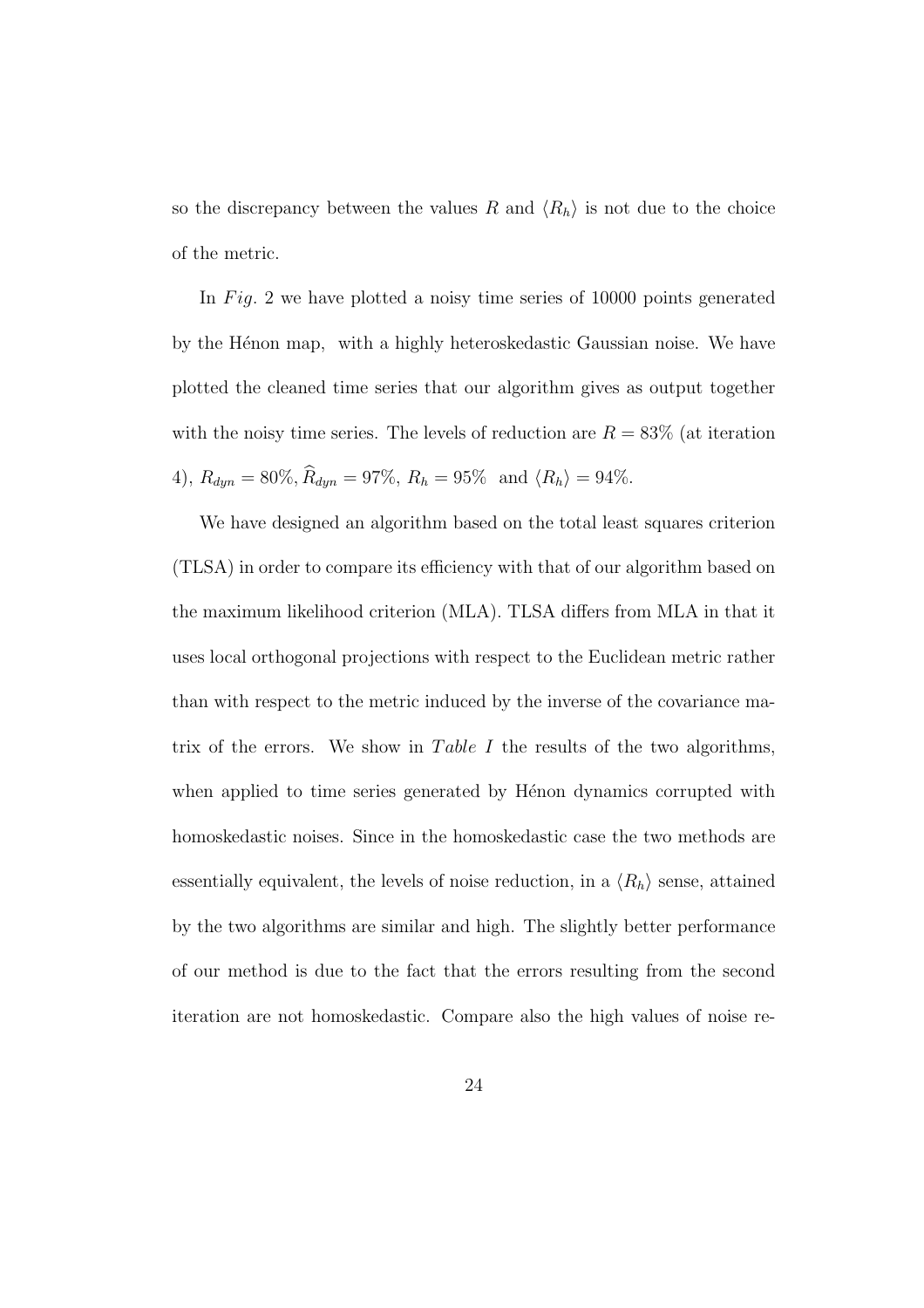so the discrepancy between the values $R$ and $\langle R_h \rangle$ is not due to the choice of the metric.

In *Fig.* 2 we have plotted a noisy time series of 10000 points generated by the Hénon map, with a highly heteroskedastic Gaussian noise. We have plotted the cleaned time series that our algorithm gives as output together with the noisy time series. The levels of reduction are $R = 83\%$ (at iteration 4), $R_{dyn} = 80\%$, $\widehat{R}_{dyn} = 97\%$, $R_h = 95\%$ and $\langle R_h \rangle = 94\%$.

We have designed an algorithm based on the total least squares criterion (TLSA) in order to compare its efficiency with that of our algorithm based on the maximum likelihood criterion (MLA). TLSA differs from MLA in that it uses local orthogonal projections with respect to the Euclidean metric rather than with respect to the metric induced by the inverse of the covariance matrix of the errors. We show in *Table I* the results of the two algorithms, when applied to time series generated by Hénon dynamics corrupted with homoskedastic noises. Since in the homoskedastic case the two methods are essentially equivalent, the levels of noise reduction, in a $\langle R_h \rangle$ sense, attained by the two algorithms are similar and high. The slightly better performance of our method is due to the fact that the errors resulting from the second iteration are not homoskedastic. Compare also the high values of noise re-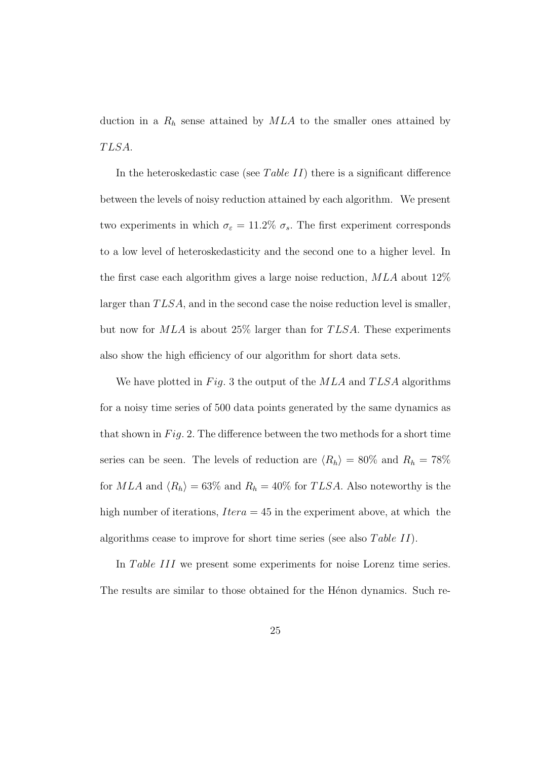duction in a $R_h$ sense attained by $MLA$ to the smaller ones attained by $TLSA$.

In the heteroskedastic case (see $Table\ II$) there is a significant difference between the levels of noisy reduction attained by each algorithm. We present two experiments in which $\sigma_\varepsilon = 11.2\%\ \sigma_s$. The first experiment corresponds to a low level of heteroskedasticity and the second one to a higher level. In the first case each algorithm gives a large noise reduction, $MLA$ about 12% larger than $TLSA$, and in the second case the noise reduction level is smaller, but now for $MLA$ is about 25% larger than for $TLSA$. These experiments also show the high efficiency of our algorithm for short data sets.

We have plotted in $Fig.$ 3 the output of the $MLA$ and $TLSA$ algorithms for a noisy time series of 500 data points generated by the same dynamics as that shown in $Fig.$ 2. The difference between the two methods for a short time series can be seen. The levels of reduction are $\langle R_h \rangle = 80\%$ and $R_h = 78\%$ for $MLA$ and $\langle R_h \rangle = 63\%$ and $R_h = 40\%$ for $TLSA$. Also noteworthy is the high number of iterations, $Itera = 45$ in the experiment above, at which the algorithms cease to improve for short time series (see also $Table\ II$).

In $Table\ III$ we present some experiments for noise Lorenz time series. The results are similar to those obtained for the Hénon dynamics. Such re-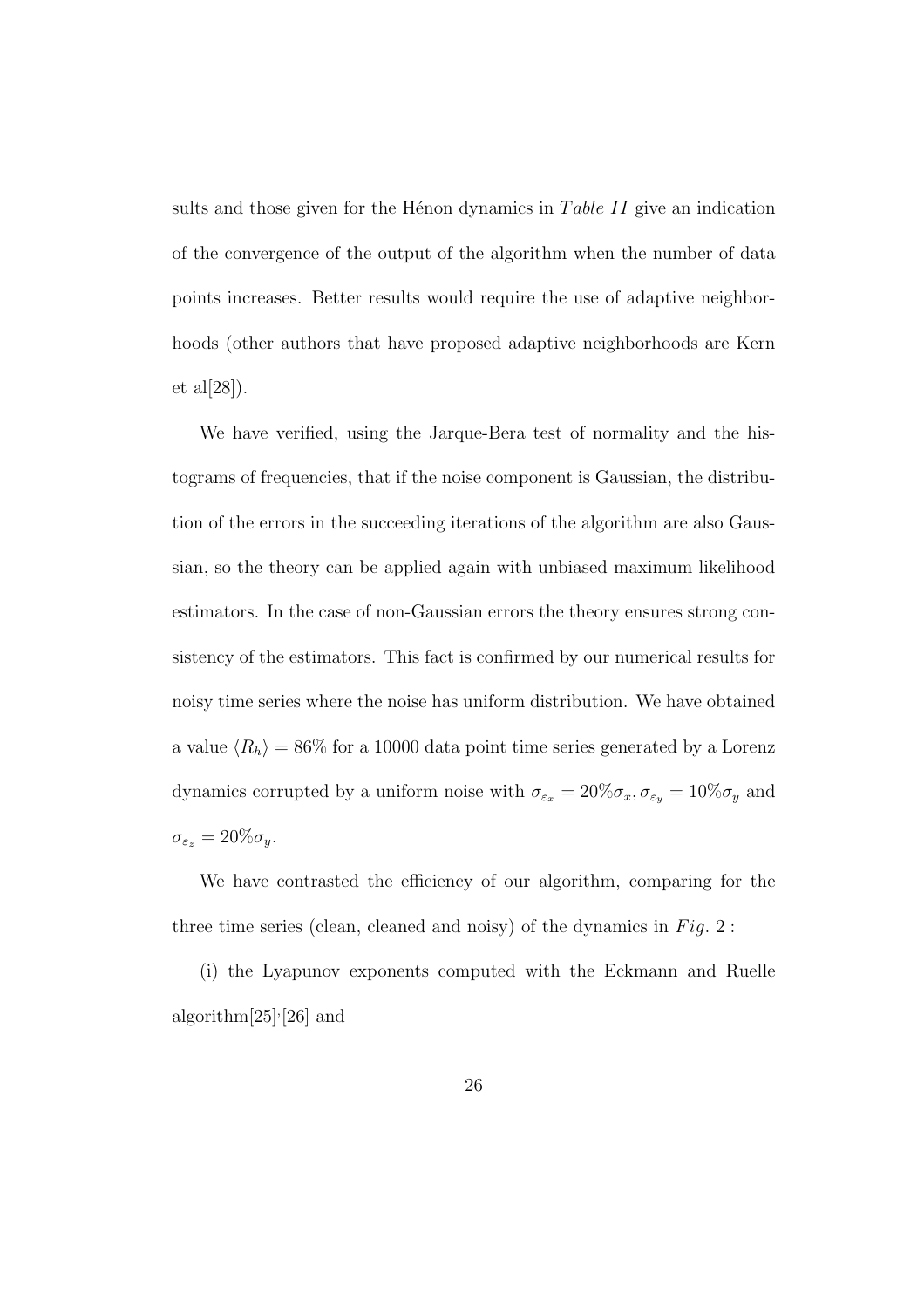sults and those given for the Hénon dynamics in $Table\ II$ give an indication of the convergence of the output of the algorithm when the number of data points increases. Better results would require the use of adaptive neighborhoods (other authors that have proposed adaptive neighborhoods are Kern et al[28]).

We have verified, using the Jarque-Bera test of normality and the histograms of frequencies, that if the noise component is Gaussian, the distribution of the errors in the succeeding iterations of the algorithm are also Gaussian, so the theory can be applied again with unbiased maximum likelihood estimators. In the case of non-Gaussian errors the theory ensures strong consistency of the estimators. This fact is confirmed by our numerical results for noisy time series where the noise has uniform distribution. We have obtained a value $\langle R_h \rangle = 86\%$ for a 10000 data point time series generated by a Lorenz dynamics corrupted by a uniform noise with $\sigma_{\varepsilon_x} = 20\%\sigma_x, \sigma_{\varepsilon_y} = 10\%\sigma_y$ and $\sigma_{\varepsilon_z} = 20\%\sigma_y$.

We have contrasted the efficiency of our algorithm, comparing for the three time series (clean, cleaned and noisy) of the dynamics in $Fig.\ 2$ :

(i) the Lyapunov exponents computed with the Eckmann and Ruelle algorithm[25],[26] and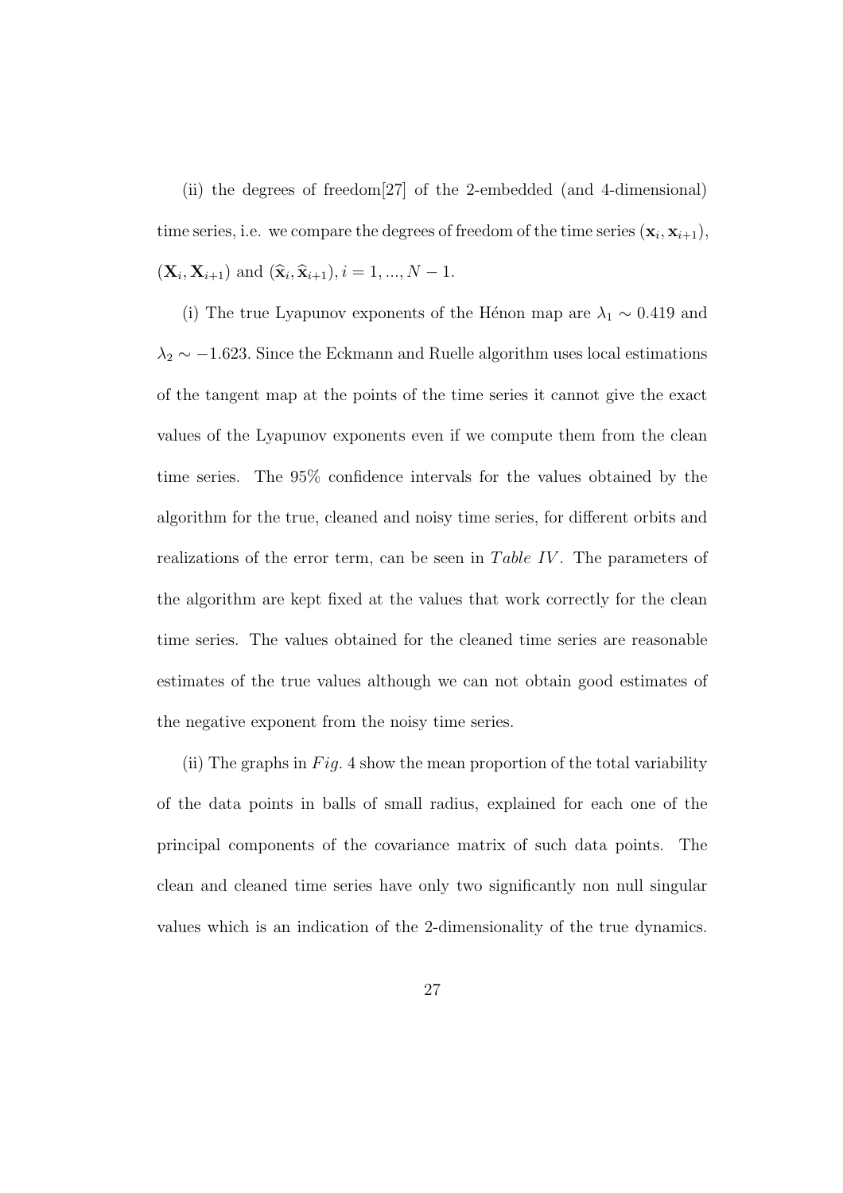(ii) the degrees of freedom[27] of the 2-embedded (and 4-dimensional) time series, i.e. we compare the degrees of freedom of the time series $(\mathbf{x}_i, \mathbf{x}_{i+1})$, $(\mathbf{X}_i, \mathbf{X}_{i+1})$ and $(\widehat{\mathbf{x}}_i, \widehat{\mathbf{x}}_{i+1})$, $i = 1, ..., N-1$.

(i) The true Lyapunov exponents of the Hénon map are $\lambda_1 \sim 0.419$ and $\lambda_2 \sim -1.623$. Since the Eckmann and Ruelle algorithm uses local estimations of the tangent map at the points of the time series it cannot give the exact values of the Lyapunov exponents even if we compute them from the clean time series. The 95% confidence intervals for the values obtained by the algorithm for the true, cleaned and noisy time series, for different orbits and realizations of the error term, can be seen in *Table IV*. The parameters of the algorithm are kept fixed at the values that work correctly for the clean time series. The values obtained for the cleaned time series are reasonable estimates of the true values although we can not obtain good estimates of the negative exponent from the noisy time series.

(ii) The graphs in *Fig.* 4 show the mean proportion of the total variability of the data points in balls of small radius, explained for each one of the principal components of the covariance matrix of such data points. The clean and cleaned time series have only two significantly non null singular values which is an indication of the 2-dimensionality of the true dynamics.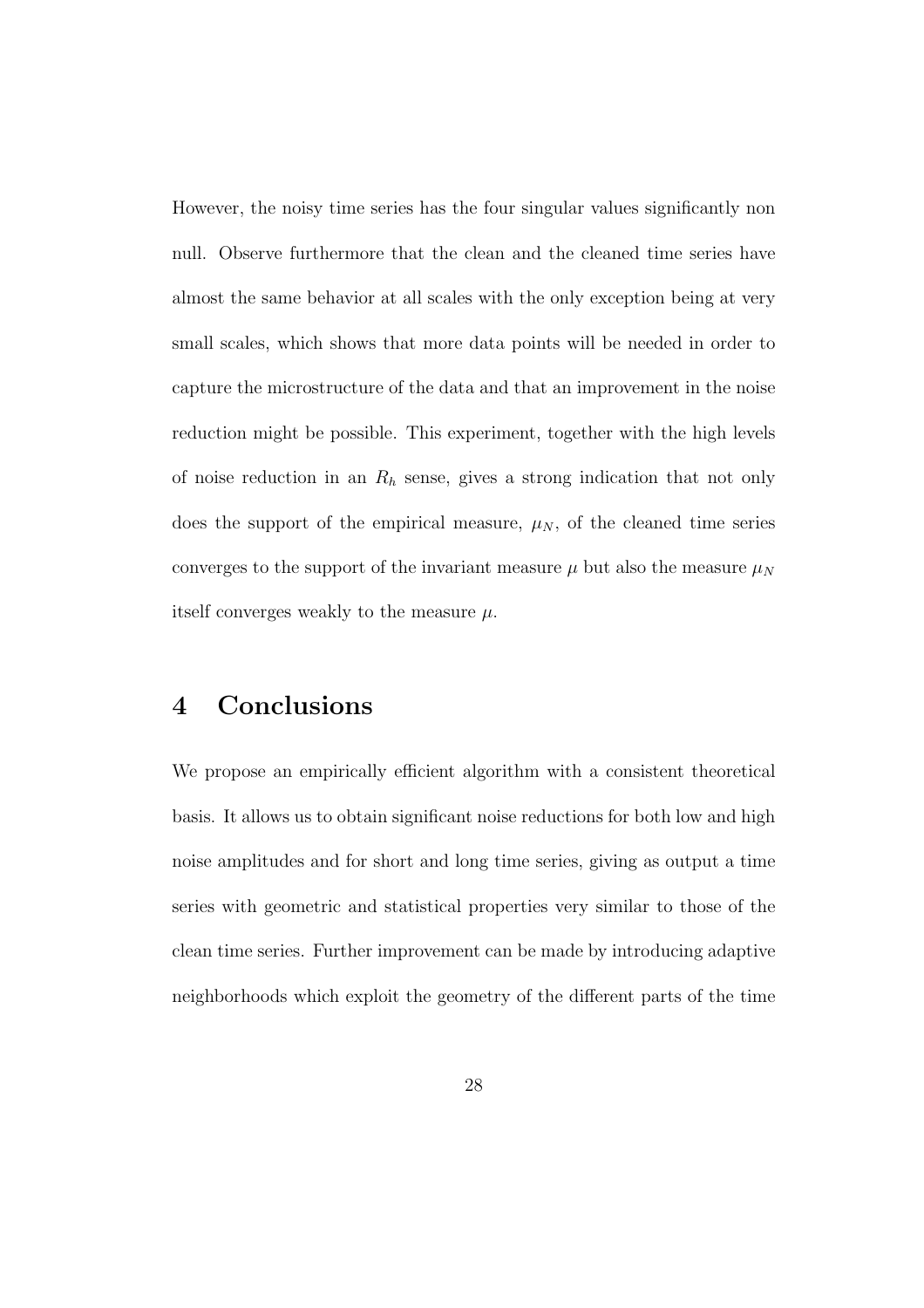However, the noisy time series has the four singular values significantly non null. Observe furthermore that the clean and the cleaned time series have almost the same behavior at all scales with the only exception being at very small scales, which shows that more data points will be needed in order to capture the microstructure of the data and that an improvement in the noise reduction might be possible. This experiment, together with the high levels of noise reduction in an $R_h$ sense, gives a strong indication that not only does the support of the empirical measure, $\mu_N$, of the cleaned time series converges to the support of the invariant measure $\mu$ but also the measure $\mu_N$ itself converges weakly to the measure $\mu$.

# 4 Conclusions

We propose an empirically efficient algorithm with a consistent theoretical basis. It allows us to obtain significant noise reductions for both low and high noise amplitudes and for short and long time series, giving as output a time series with geometric and statistical properties very similar to those of the clean time series. Further improvement can be made by introducing adaptive neighborhoods which exploit the geometry of the different parts of the time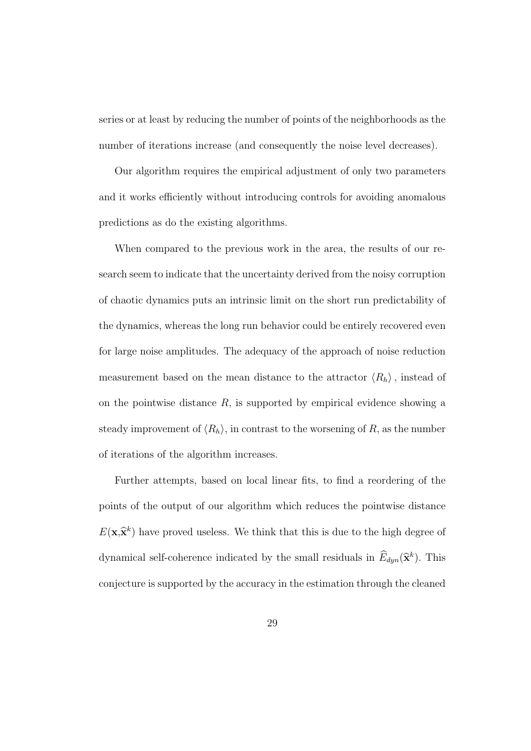series or at least by reducing the number of points of the neighborhoods as the number of iterations increase (and consequently the noise level decreases).

Our algorithm requires the empirical adjustment of only two parameters and it works efficiently without introducing controls for avoiding anomalous predictions as do the existing algorithms.

When compared to the previous work in the area, the results of our research seem to indicate that the uncertainty derived from the noisy corruption of chaotic dynamics puts an intrinsic limit on the short run predictability of the dynamics, whereas the long run behavior could be entirely recovered even for large noise amplitudes. The adequacy of the approach of noise reduction measurement based on the mean distance to the attractor $\langle R_h \rangle$ , instead of on the pointwise distance $R$, is supported by empirical evidence showing a steady improvement of $\langle R_h \rangle$, in contrast to the worsening of $R$, as the number of iterations of the algorithm increases.

Further attempts, based on local linear fits, to find a reordering of the points of the output of our algorithm which reduces the pointwise distance $E(\mathbf{x},\widehat{\mathbf{x}}^k)$ have proved useless. We think that this is due to the high degree of dynamical self-coherence indicated by the small residuals in $\widehat{E}_{dyn}(\widehat{\mathbf{x}}^k)$. This conjecture is supported by the accuracy in the estimation through the cleaned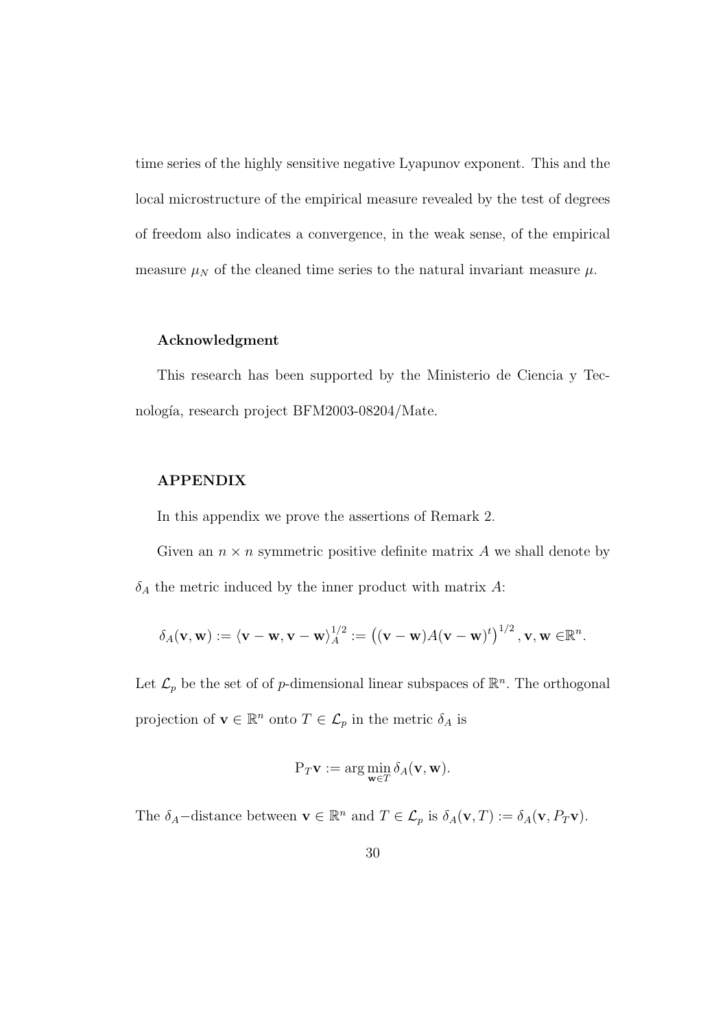time series of the highly sensitive negative Lyapunov exponent. This and the local microstructure of the empirical measure revealed by the test of degrees of freedom also indicates a convergence, in the weak sense, of the empirical measure $\mu_N$ of the cleaned time series to the natural invariant measure $\mu$.

### Acknowledgment

This research has been supported by the Ministerio de Ciencia y Tecnología, research project BFM2003-08204/Mate.

### APPENDIX

In this appendix we prove the assertions of Remark 2.

Given an $n \times n$ symmetric positive definite matrix $A$ we shall denote by $\delta_A$ the metric induced by the inner product with matrix $A$:

$$\delta_A(\mathbf{v}, \mathbf{w}) := \langle \mathbf{v} - \mathbf{w}, \mathbf{v} - \mathbf{w} \rangle_A^{1/2} := \left( (\mathbf{v} - \mathbf{w}) A (\mathbf{v} - \mathbf{w})^t \right)^{1/2}, \mathbf{v}, \mathbf{w} \in \mathbb{R}^n.$$

Let $\mathcal{L}_p$ be the set of of $p$-dimensional linear subspaces of $\mathbb{R}^n$. The orthogonal projection of $\mathbf{v} \in \mathbb{R}^n$ onto $T \in \mathcal{L}_p$ in the metric $\delta_A$ is

$$\mathrm{P}_T \mathbf{v} := \arg\min_{\mathbf{w} \in T} \delta_A(\mathbf{v}, \mathbf{w}).$$

The $\delta_A$−distance between $\mathbf{v} \in \mathbb{R}^n$ and $T \in \mathcal{L}_p$ is $\delta_A(\mathbf{v}, T) := \delta_A(\mathbf{v}, P_T \mathbf{v})$.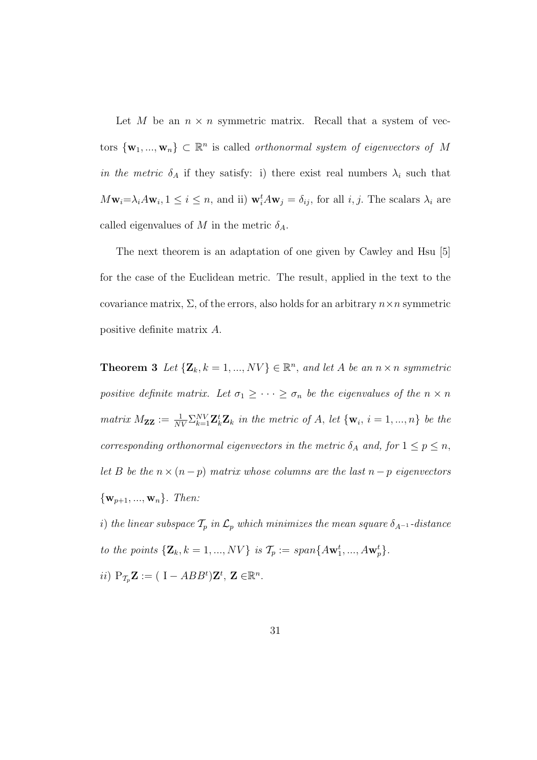Let $M$ be an $n \times n$ symmetric matrix. Recall that a system of vectors $\{\mathbf{w}_1, ..., \mathbf{w}_n\} \subset \mathbb{R}^n$ is called *orthonormal system of eigenvectors of $M$ in the metric $\delta_A$* if they satisfy: i) there exist real numbers $\lambda_i$ such that $M\mathbf{w}_i = \lambda_i A\mathbf{w}_i, 1 \leq i \leq n$, and ii) $\mathbf{w}_i^t A\mathbf{w}_j = \delta_{ij}$, for all $i, j$. The scalars $\lambda_i$ are called eigenvalues of $M$ in the metric $\delta_A$.

The next theorem is an adaptation of one given by Cawley and Hsu [5] for the case of the Euclidean metric. The result, applied in the text to the covariance matrix, $\Sigma$, of the errors, also holds for an arbitrary $n \times n$ symmetric positive definite matrix $A$.

**Theorem 3** *Let $\{\mathbf{Z}_k, k = 1, ..., NV\} \in \mathbb{R}^n$, and let $A$ be an $n \times n$ symmetric positive definite matrix. Let $\sigma_1 \geq \cdots \geq \sigma_n$ be the eigenvalues of the $n \times n$ matrix $M_{\mathbf{ZZ}} := \frac{1}{NV}\Sigma_{k=1}^{NV}\mathbf{Z}_k^t\mathbf{Z}_k$ in the metric of $A$, let $\{\mathbf{w}_i,\ i = 1, ..., n\}$ be the corresponding orthonormal eigenvectors in the metric $\delta_A$ and, for $1 \leq p \leq n$, let $B$ be the $n \times (n-p)$ matrix whose columns are the last $n-p$ eigenvectors $\{\mathbf{w}_{p+1}, ..., \mathbf{w}_n\}$. Then:*

*i) the linear subspace $\mathcal{T}_p$ in $\mathcal{L}_p$ which minimizes the mean square $\delta_{A^{-1}}$-distance to the points $\{\mathbf{Z}_k, k = 1, ..., NV\}$ is $\mathcal{T}_p := span\{A\mathbf{w}_1^t, ..., A\mathbf{w}_p^t\}$.*

*ii) $\mathrm{P}_{\mathcal{T}_p}\mathbf{Z} := (\ \mathrm{I} - ABB^t)\mathbf{Z}^t$, $\mathbf{Z} \in \mathbb{R}^n$.*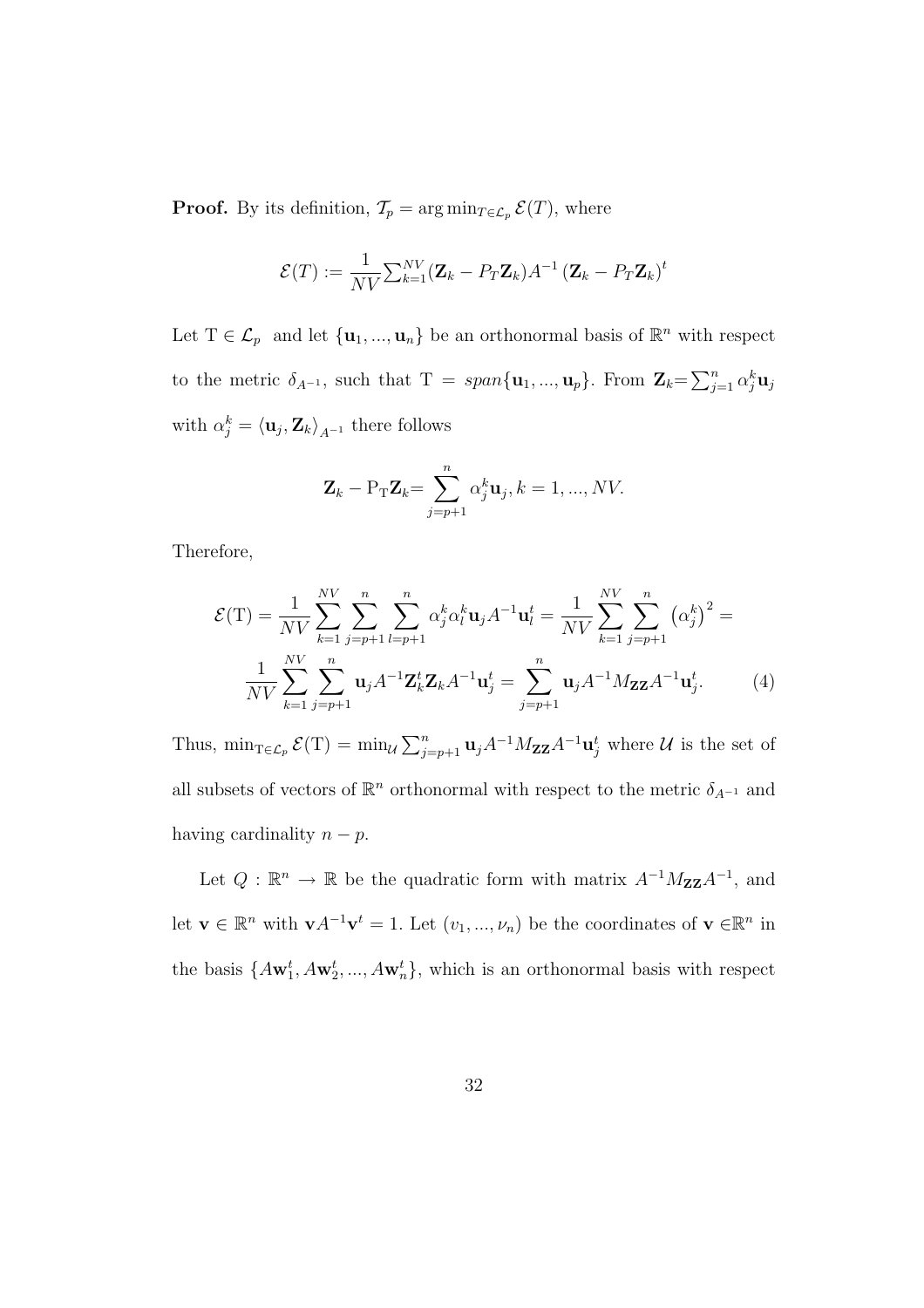**Proof.** By its definition, $\mathcal{T}_p = \arg\min_{T\in\mathcal{L}_p} \mathcal{E}(T)$, where

$$\mathcal{E}(T) := \frac{1}{NV}\sum_{k=1}^{NV}(\mathbf{Z}_k - P_T\mathbf{Z}_k)A^{-1}\left(\mathbf{Z}_k - P_T\mathbf{Z}_k\right)^t$$

Let $\mathrm{T} \in \mathcal{L}_p$ and let $\{\mathbf{u}_1, ..., \mathbf{u}_n\}$ be an orthonormal basis of $\mathbb{R}^n$ with respect to the metric $\delta_{A^{-1}}$, such that $\mathrm{T} = span\{\mathbf{u}_1, ..., \mathbf{u}_p\}$. From $\mathbf{Z}_k = \sum_{j=1}^{n} \alpha_j^k \mathbf{u}_j$ with $\alpha_j^k = \langle \mathbf{u}_j, \mathbf{Z}_k\rangle_{A^{-1}}$ there follows

$$\mathbf{Z}_k - \mathrm{P}_{\mathrm{T}}\mathbf{Z}_k = \sum_{j=p+1}^{n} \alpha_j^k \mathbf{u}_j, k = 1, ..., NV.$$

Therefore,

$$\mathcal{E}(\mathrm{T}) = \frac{1}{NV}\sum_{k=1}^{NV}\sum_{j=p+1}^{n}\sum_{l=p+1}^{n} \alpha_j^k\alpha_l^k \mathbf{u}_j A^{-1}\mathbf{u}_l^t = \frac{1}{NV}\sum_{k=1}^{NV}\sum_{j=p+1}^{n}\left(\alpha_j^k\right)^2 =$$

$$\frac{1}{NV}\sum_{k=1}^{NV}\sum_{j=p+1}^{n} \mathbf{u}_j A^{-1}\mathbf{Z}_k^t\mathbf{Z}_k A^{-1}\mathbf{u}_j^t = \sum_{j=p+1}^{n} \mathbf{u}_j A^{-1} M_{\mathbf{ZZ}} A^{-1}\mathbf{u}_j^t. \qquad (4)$$

Thus, $\min_{\mathrm{T}\in\mathcal{L}_p} \mathcal{E}(\mathrm{T}) = \min_{\mathcal{U}} \sum_{j=p+1}^{n} \mathbf{u}_j A^{-1} M_{\mathbf{ZZ}} A^{-1} \mathbf{u}_j^t$ where $\mathcal{U}$ is the set of all subsets of vectors of $\mathbb{R}^n$ orthonormal with respect to the metric $\delta_{A^{-1}}$ and having cardinality $n - p$.

Let $Q : \mathbb{R}^n \to \mathbb{R}$ be the quadratic form with matrix $A^{-1}M_{\mathbf{ZZ}}A^{-1}$, and let $\mathbf{v} \in \mathbb{R}^n$ with $\mathbf{v}A^{-1}\mathbf{v}^t = 1$. Let $(v_1, ..., \nu_n)$ be the coordinates of $\mathbf{v} \in \mathbb{R}^n$ in the basis $\{A\mathbf{w}_1^t, A\mathbf{w}_2^t, ..., A\mathbf{w}_n^t\}$, which is an orthonormal basis with respect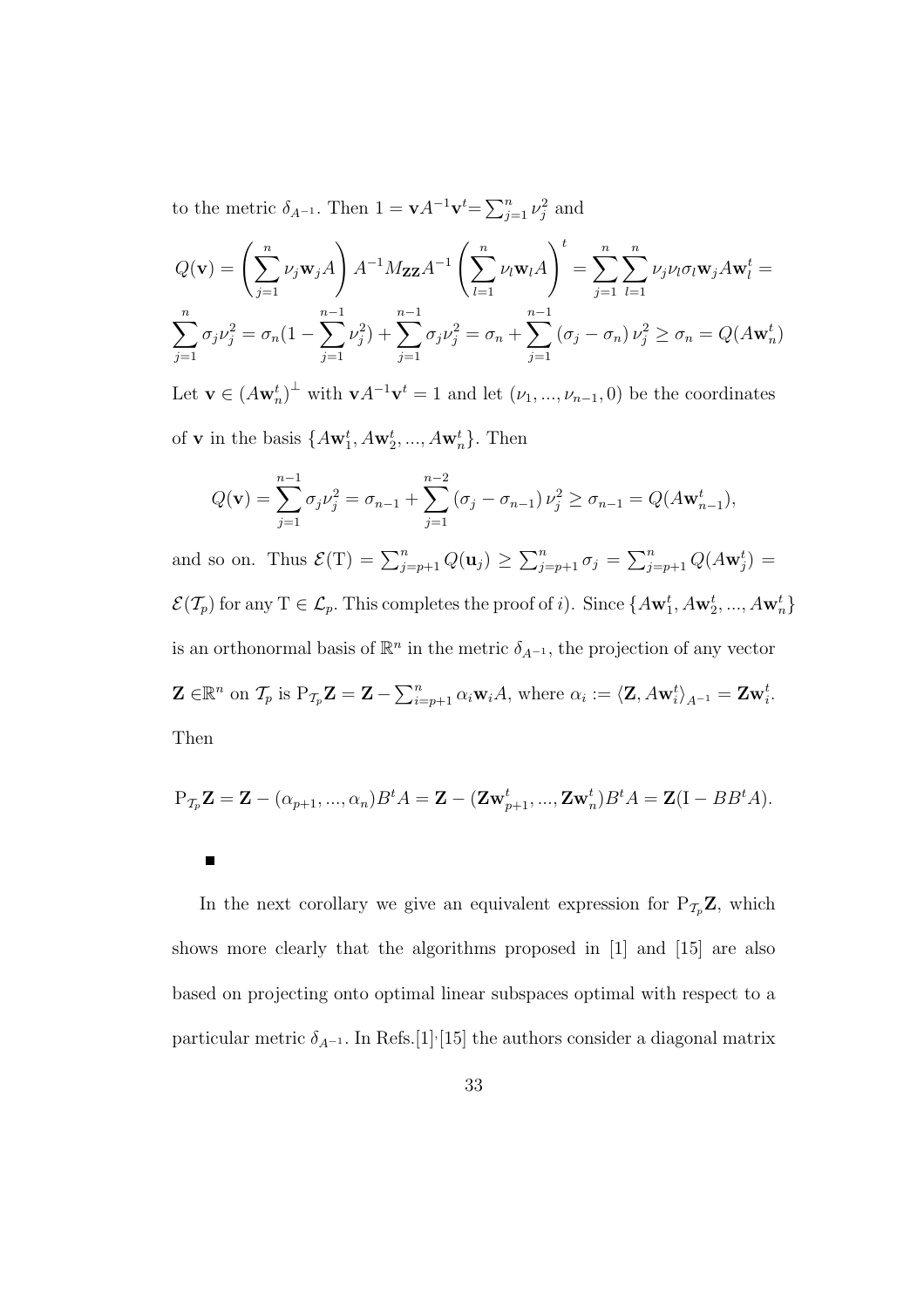to the metric $\delta_{A^{-1}}$. Then $1 = \mathbf{v}A^{-1}\mathbf{v}^t = \sum_{j=1}^{n} \nu_j^2$ and

$$Q(\mathbf{v}) = \left(\sum_{j=1}^{n} \nu_j \mathbf{w}_j A\right) A^{-1} M_{\mathbf{ZZ}} A^{-1} \left(\sum_{l=1}^{n} \nu_l \mathbf{w}_l A\right)^t = \sum_{j=1}^{n}\sum_{l=1}^{n} \nu_j \nu_l \sigma_l \mathbf{w}_j A \mathbf{w}_l^t =$$

$$\sum_{j=1}^{n} \sigma_j \nu_j^2 = \sigma_n (1 - \sum_{j=1}^{n-1} \nu_j^2) + \sum_{j=1}^{n-1} \sigma_j \nu_j^2 = \sigma_n + \sum_{j=1}^{n-1} (\sigma_j - \sigma_n)\, \nu_j^2 \geq \sigma_n = Q(A\mathbf{w}_n^t)$$

Let $\mathbf{v} \in (A\mathbf{w}_n^t)^{\perp}$ with $\mathbf{v}A^{-1}\mathbf{v}^t = 1$ and let $(\nu_1, ..., \nu_{n-1}, 0)$ be the coordinates of $\mathbf{v}$ in the basis $\{A\mathbf{w}_1^t, A\mathbf{w}_2^t, ..., A\mathbf{w}_n^t\}$. Then

$$Q(\mathbf{v}) = \sum_{j=1}^{n-1} \sigma_j \nu_j^2 = \sigma_{n-1} + \sum_{j=1}^{n-2} (\sigma_j - \sigma_{n-1})\, \nu_j^2 \geq \sigma_{n-1} = Q(A\mathbf{w}_{n-1}^t),$$

and so on. Thus $\mathcal{E}(\mathrm{T}) = \sum_{j=p+1}^{n} Q(\mathbf{u}_j) \geq \sum_{j=p+1}^{n} \sigma_j = \sum_{j=p+1}^{n} Q(A\mathbf{w}_j^t) = \mathcal{E}(\mathcal{T}_p)$ for any $\mathrm{T} \in \mathcal{L}_p$. This completes the proof of $i)$. Since $\{A\mathbf{w}_1^t, A\mathbf{w}_2^t, ..., A\mathbf{w}_n^t\}$ is an orthonormal basis of $\mathbb{R}^n$ in the metric $\delta_{A^{-1}}$, the projection of any vector $\mathbf{Z} \in \mathbb{R}^n$ on $\mathcal{T}_p$ is $\mathrm{P}_{\mathcal{T}_p}\mathbf{Z} = \mathbf{Z} - \sum_{i=p+1}^{n} \alpha_i \mathbf{w}_i A$, where $\alpha_i := \langle \mathbf{Z}, A\mathbf{w}_i^t \rangle_{A^{-1}} = \mathbf{Z}\mathbf{w}_i^t$. Then

$$\mathrm{P}_{\mathcal{T}_p}\mathbf{Z} = \mathbf{Z} - (\alpha_{p+1}, ..., \alpha_n) B^t A = \mathbf{Z} - (\mathbf{Z}\mathbf{w}_{p+1}^t, ..., \mathbf{Z}\mathbf{w}_n^t) B^t A = \mathbf{Z}(\mathrm{I} - BB^t A).$$

■

In the next corollary we give an equivalent expression for $\mathrm{P}_{\mathcal{T}_p}\mathbf{Z}$, which shows more clearly that the algorithms proposed in [1] and [15] are also based on projecting onto optimal linear subspaces optimal with respect to a particular metric $\delta_{A^{-1}}$. In Refs.[1],[15] the authors consider a diagonal matrix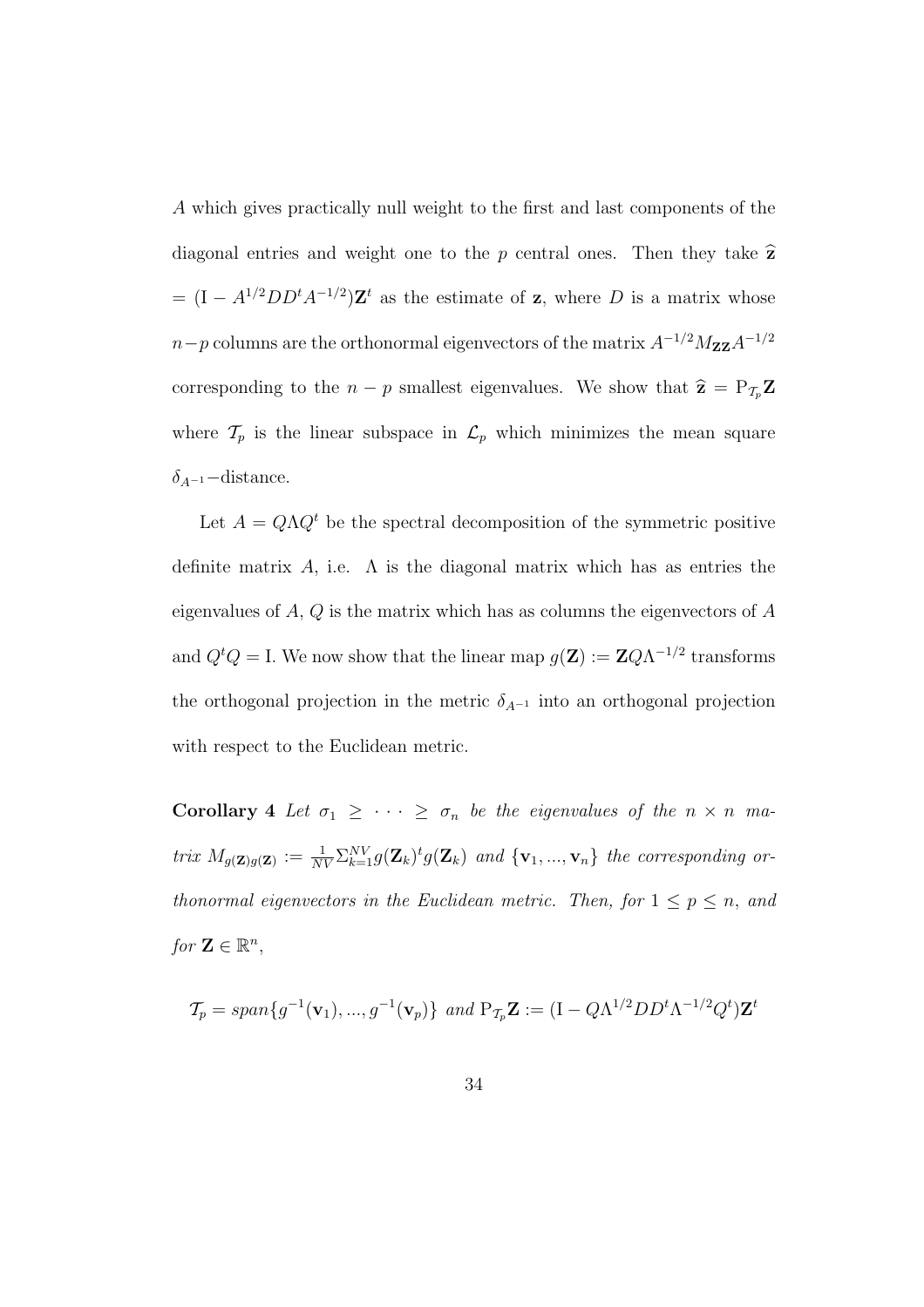$A$ which gives practically null weight to the first and last components of the diagonal entries and weight one to the $p$ central ones. Then they take $\widehat{\mathbf{z}} = (\mathrm{I} - A^{1/2}DD^tA^{-1/2})\mathbf{Z}^t$ as the estimate of $\mathbf{z}$, where $D$ is a matrix whose $n-p$ columns are the orthonormal eigenvectors of the matrix $A^{-1/2}M_{\mathbf{ZZ}}A^{-1/2}$ corresponding to the $n-p$ smallest eigenvalues. We show that $\widehat{\mathbf{z}} = \mathrm{P}_{\mathcal{T}_p}\mathbf{Z}$ where $\mathcal{T}_p$ is the linear subspace in $\mathcal{L}_p$ which minimizes the mean square $\delta_{A^{-1}}-$distance.

Let $A = Q\Lambda Q^t$ be the spectral decomposition of the symmetric positive definite matrix $A$, i.e. $\Lambda$ is the diagonal matrix which has as entries the eigenvalues of $A$, $Q$ is the matrix which has as columns the eigenvectors of $A$ and $Q^tQ = \mathrm{I}$. We now show that the linear map $g(\mathbf{Z}) := \mathbf{Z}Q\Lambda^{-1/2}$ transforms the orthogonal projection in the metric $\delta_{A^{-1}}$ into an orthogonal projection with respect to the Euclidean metric.

**Corollary 4** *Let $\sigma_1 \geq \cdots \geq \sigma_n$ be the eigenvalues of the $n \times n$ matrix $M_{g(\mathbf{Z})g(\mathbf{Z})} := \frac{1}{NV}\Sigma_{k=1}^{NV} g(\mathbf{Z}_k)^t g(\mathbf{Z}_k)$ and $\{\mathbf{v}_1, ..., \mathbf{v}_n\}$ the corresponding orthonormal eigenvectors in the Euclidean metric. Then, for $1 \leq p \leq n$, and for $\mathbf{Z} \in \mathbb{R}^n$,*

$$\mathcal{T}_p = span\{g^{-1}(\mathbf{v}_1), ..., g^{-1}(\mathbf{v}_p)\} \text{ and } \mathrm{P}_{\mathcal{T}_p}\mathbf{Z} := (\mathrm{I} - Q\Lambda^{1/2}DD^t\Lambda^{-1/2}Q^t)\mathbf{Z}^t$$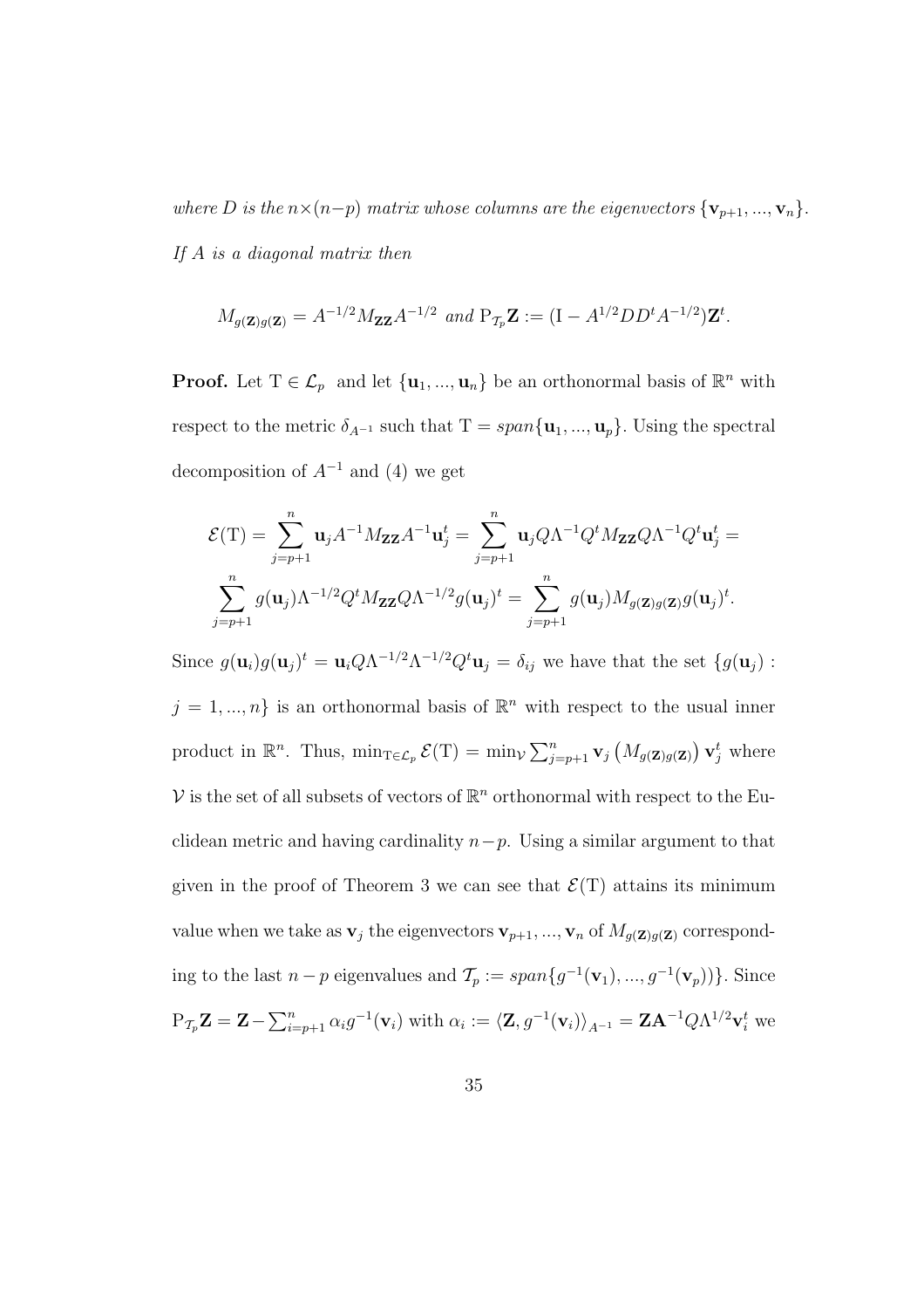*where $D$ is the $n\times(n-p)$ matrix whose columns are the eigenvectors $\{\mathbf{v}_{p+1}, ..., \mathbf{v}_n\}$. If $A$ is a diagonal matrix then*

$$M_{g(\mathbf{Z})g(\mathbf{Z})} = A^{-1/2} M_{\mathbf{ZZ}} A^{-1/2} \ \textit{and} \ \mathrm{P}_{\mathcal{T}_p}\mathbf{Z} := (\mathrm{I} - A^{1/2}DD^t A^{-1/2})\mathbf{Z}^t.$$

**Proof.** Let $\mathrm{T} \in \mathcal{L}_p$ and let $\{\mathbf{u}_1, ..., \mathbf{u}_n\}$ be an orthonormal basis of $\mathbb{R}^n$ with respect to the metric $\delta_{A^{-1}}$ such that $\mathrm{T} = span\{\mathbf{u}_1, ..., \mathbf{u}_p\}$. Using the spectral decomposition of $A^{-1}$ and (4) we get

$$\mathcal{E}(\mathrm{T}) = \sum_{j=p+1}^{n} \mathbf{u}_j A^{-1} M_{\mathbf{ZZ}} A^{-1} \mathbf{u}_j^t = \sum_{j=p+1}^{n} \mathbf{u}_j Q \Lambda^{-1} Q^t M_{\mathbf{ZZ}} Q \Lambda^{-1} Q^t \mathbf{u}_j^t =$$

$$\sum_{j=p+1}^{n} g(\mathbf{u}_j) \Lambda^{-1/2} Q^t M_{\mathbf{ZZ}} Q \Lambda^{-1/2} g(\mathbf{u}_j)^t = \sum_{j=p+1}^{n} g(\mathbf{u}_j) M_{g(\mathbf{Z})g(\mathbf{Z})} g(\mathbf{u}_j)^t.$$

Since $g(\mathbf{u}_i)g(\mathbf{u}_j)^t = \mathbf{u}_i Q \Lambda^{-1/2} \Lambda^{-1/2} Q^t \mathbf{u}_j = \delta_{ij}$ we have that the set $\{g(\mathbf{u}_j) : j = 1, ..., n\}$ is an orthonormal basis of $\mathbb{R}^n$ with respect to the usual inner product in $\mathbb{R}^n$. Thus, $\min_{\mathrm{T}\in\mathcal{L}_p} \mathcal{E}(\mathrm{T}) = \min_{\mathcal{V}} \sum_{j=p+1}^{n} \mathbf{v}_j \left(M_{g(\mathbf{Z})g(\mathbf{Z})}\right) \mathbf{v}_j^t$ where $\mathcal{V}$ is the set of all subsets of vectors of $\mathbb{R}^n$ orthonormal with respect to the Euclidean metric and having cardinality $n-p$. Using a similar argument to that given in the proof of Theorem 3 we can see that $\mathcal{E}(\mathrm{T})$ attains its minimum value when we take as $\mathbf{v}_j$ the eigenvectors $\mathbf{v}_{p+1}, ..., \mathbf{v}_n$ of $M_{g(\mathbf{Z})g(\mathbf{Z})}$ corresponding to the last $n-p$ eigenvalues and $\mathcal{T}_p := span\{g^{-1}(\mathbf{v}_1), ..., g^{-1}(\mathbf{v}_p))\}$. Since $\mathrm{P}_{\mathcal{T}_p}\mathbf{Z} = \mathbf{Z} - \sum_{i=p+1}^{n} \alpha_i g^{-1}(\mathbf{v}_i)$ with $\alpha_i := \langle \mathbf{Z}, g^{-1}(\mathbf{v}_i)\rangle_{A^{-1}} = \mathbf{Z}\mathbf{A}^{-1} Q \Lambda^{1/2} \mathbf{v}_i^t$ we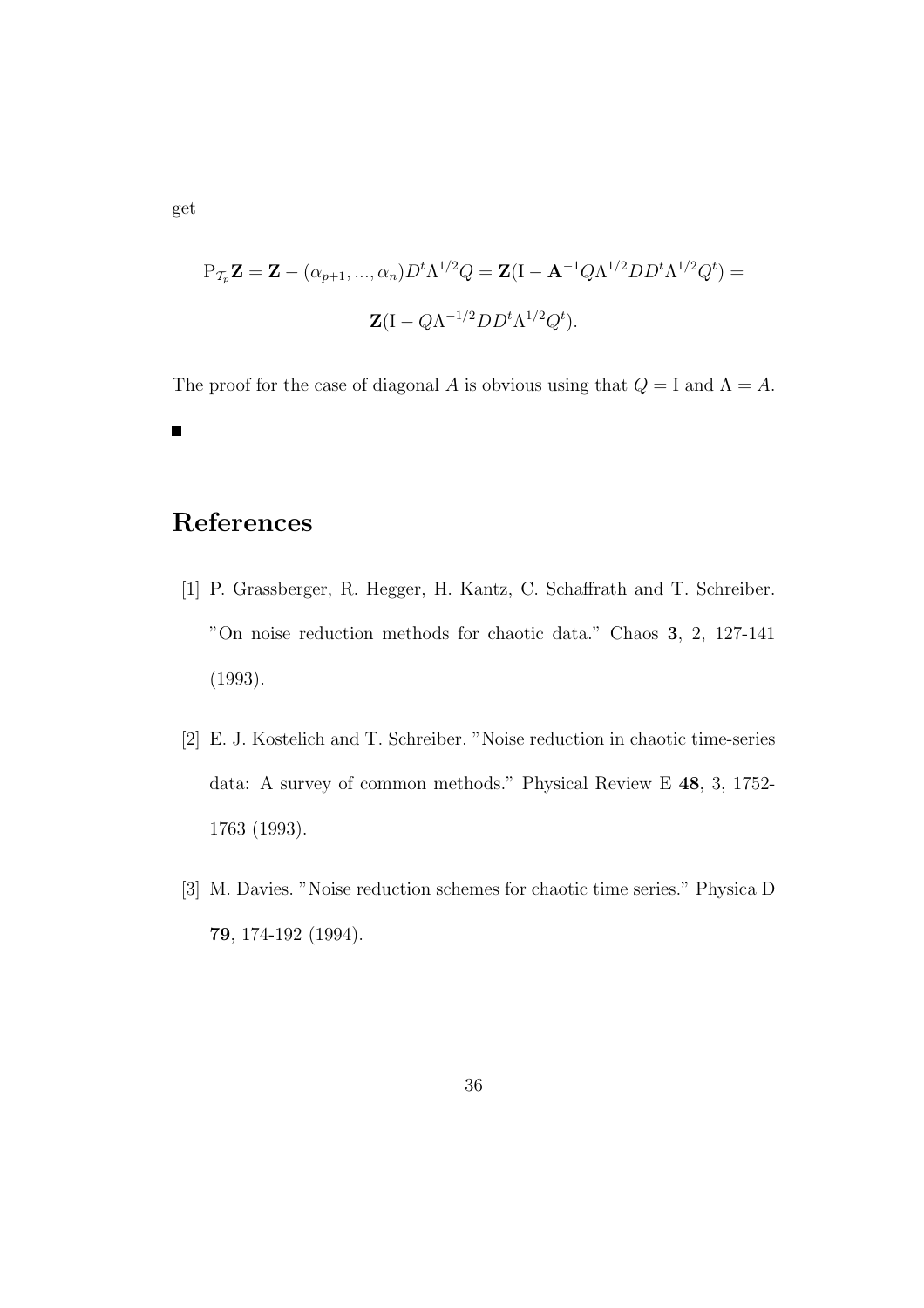get

$$\mathrm{P}_{\mathcal{T}_p}\mathbf{Z} = \mathbf{Z} - (\alpha_{p+1}, ..., \alpha_n)D^t\Lambda^{1/2}Q = \mathbf{Z}(\mathrm{I} - \mathbf{A}^{-1}Q\Lambda^{1/2}DD^t\Lambda^{1/2}Q^t) =$$

$$\mathbf{Z}(\mathrm{I} - Q\Lambda^{-1/2}DD^t\Lambda^{1/2}Q^t).$$

The proof for the case of diagonal $A$ is obvious using that $Q = \mathrm{I}$ and $\Lambda = A$.

■

# References

[1] P. Grassberger, R. Hegger, H. Kantz, C. Schaffrath and T. Schreiber. "On noise reduction methods for chaotic data." Chaos **3**, 2, 127-141 (1993).

[2] E. J. Kostelich and T. Schreiber. "Noise reduction in chaotic time-series data: A survey of common methods." Physical Review E **48**, 3, 1752-1763 (1993).

[3] M. Davies. "Noise reduction schemes for chaotic time series." Physica D **79**, 174-192 (1994).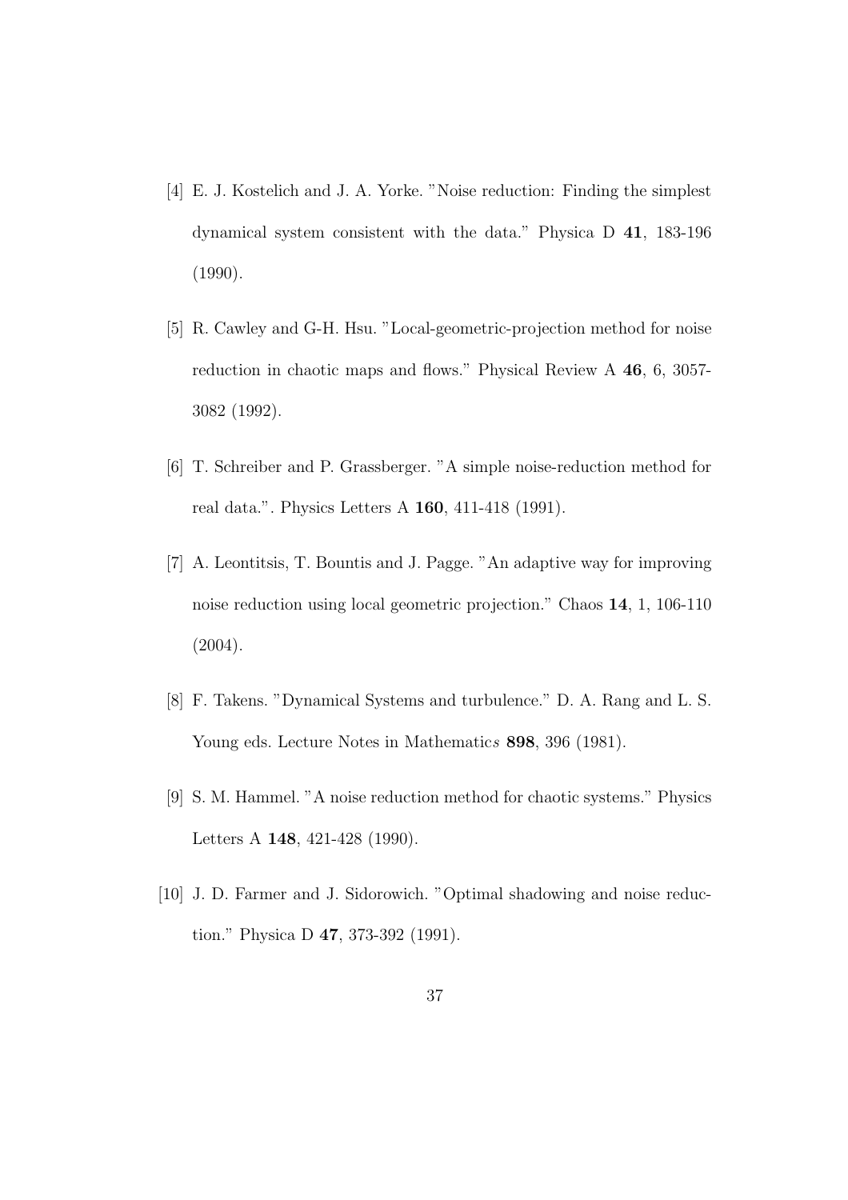[4] E. J. Kostelich and J. A. Yorke. "Noise reduction: Finding the simplest dynamical system consistent with the data." Physica D **41**, 183-196 (1990).

[5] R. Cawley and G-H. Hsu. "Local-geometric-projection method for noise reduction in chaotic maps and flows." Physical Review A **46**, 6, 3057-3082 (1992).

[6] T. Schreiber and P. Grassberger. "A simple noise-reduction method for real data.". Physics Letters A **160**, 411-418 (1991).

[7] A. Leontitsis, T. Bountis and J. Pagge. "An adaptive way for improving noise reduction using local geometric projection." Chaos **14**, 1, 106-110 (2004).

[8] F. Takens. "Dynamical Systems and turbulence." D. A. Rang and L. S. Young eds. Lecture Notes in Mathematic*s* **898**, 396 (1981).

[9] S. M. Hammel. "A noise reduction method for chaotic systems." Physics Letters A **148**, 421-428 (1990).

[10] J. D. Farmer and J. Sidorowich. "Optimal shadowing and noise reduction." Physica D **47**, 373-392 (1991).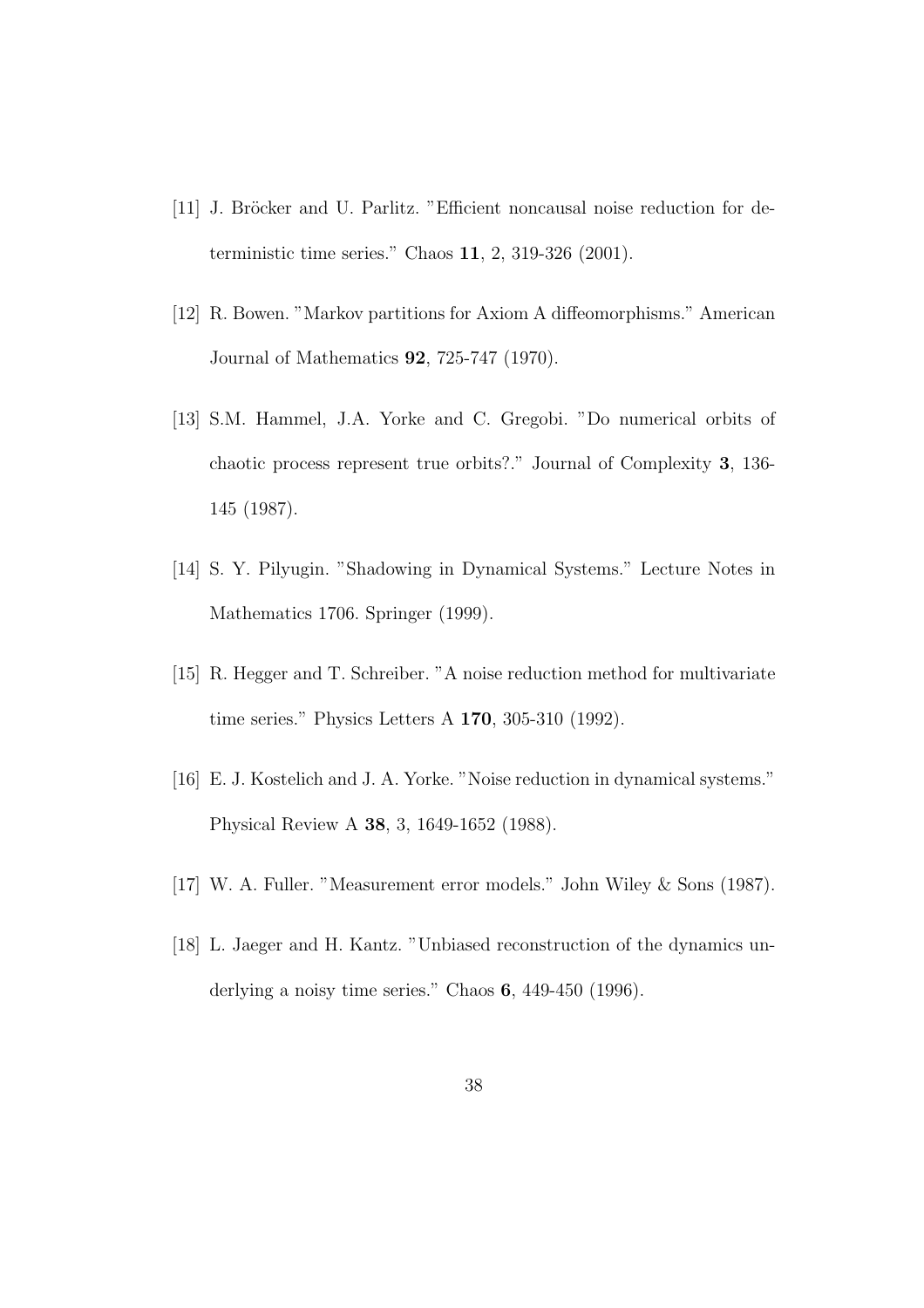[11] J. Bröcker and U. Parlitz. "Efficient noncausal noise reduction for deterministic time series." Chaos **11**, 2, 319-326 (2001).

[12] R. Bowen. "Markov partitions for Axiom A diffeomorphisms." American Journal of Mathematics **92**, 725-747 (1970).

[13] S.M. Hammel, J.A. Yorke and C. Gregobi. "Do numerical orbits of chaotic process represent true orbits?." Journal of Complexity **3**, 136-145 (1987).

[14] S. Y. Pilyugin. "Shadowing in Dynamical Systems." Lecture Notes in Mathematics 1706. Springer (1999).

[15] R. Hegger and T. Schreiber. "A noise reduction method for multivariate time series." Physics Letters A **170**, 305-310 (1992).

[16] E. J. Kostelich and J. A. Yorke. "Noise reduction in dynamical systems." Physical Review A **38**, 3, 1649-1652 (1988).

[17] W. A. Fuller. "Measurement error models." John Wiley & Sons (1987).

[18] L. Jaeger and H. Kantz. "Unbiased reconstruction of the dynamics underlying a noisy time series." Chaos **6**, 449-450 (1996).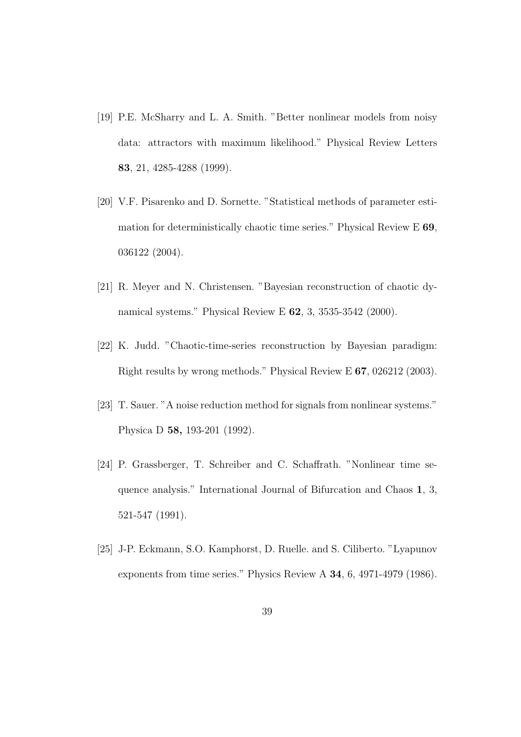[19] P.E. McSharry and L. A. Smith. "Better nonlinear models from noisy data: attractors with maximum likelihood." Physical Review Letters **83**, 21, 4285-4288 (1999).

[20] V.F. Pisarenko and D. Sornette. "Statistical methods of parameter estimation for deterministically chaotic time series." Physical Review E **69**, 036122 (2004).

[21] R. Meyer and N. Christensen. "Bayesian reconstruction of chaotic dynamical systems." Physical Review E **62**, 3, 3535-3542 (2000).

[22] K. Judd. "Chaotic-time-series reconstruction by Bayesian paradigm: Right results by wrong methods." Physical Review E **67**, 026212 (2003).

[23] T. Sauer. "A noise reduction method for signals from nonlinear systems." Physica D **58,** 193-201 (1992).

[24] P. Grassberger, T. Schreiber and C. Schaffrath. "Nonlinear time sequence analysis." International Journal of Bifurcation and Chaos **1**, 3, 521-547 (1991).

[25] J-P. Eckmann, S.O. Kamphorst, D. Ruelle. and S. Ciliberto. "Lyapunov exponents from time series." Physics Review A **34**, 6, 4971-4979 (1986).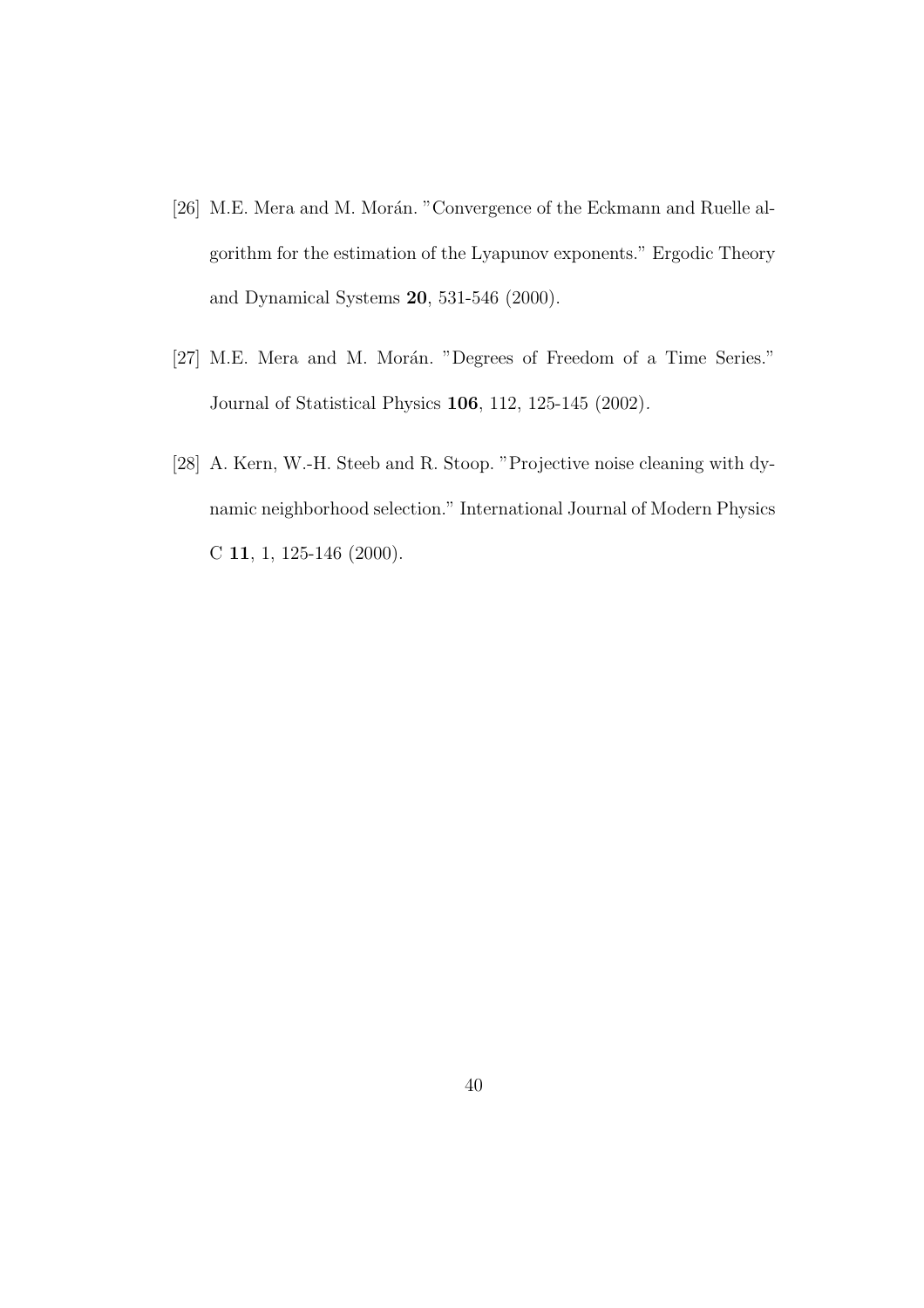[26] M.E. Mera and M. Morán. "Convergence of the Eckmann and Ruelle algorithm for the estimation of the Lyapunov exponents." Ergodic Theory and Dynamical Systems **20**, 531-546 (2000).

[27] M.E. Mera and M. Morán. "Degrees of Freedom of a Time Series." Journal of Statistical Physics **106**, 112, 125-145 (2002).

[28] A. Kern, W.-H. Steeb and R. Stoop. "Projective noise cleaning with dynamic neighborhood selection." International Journal of Modern Physics C **11**, 1, 125-146 (2000).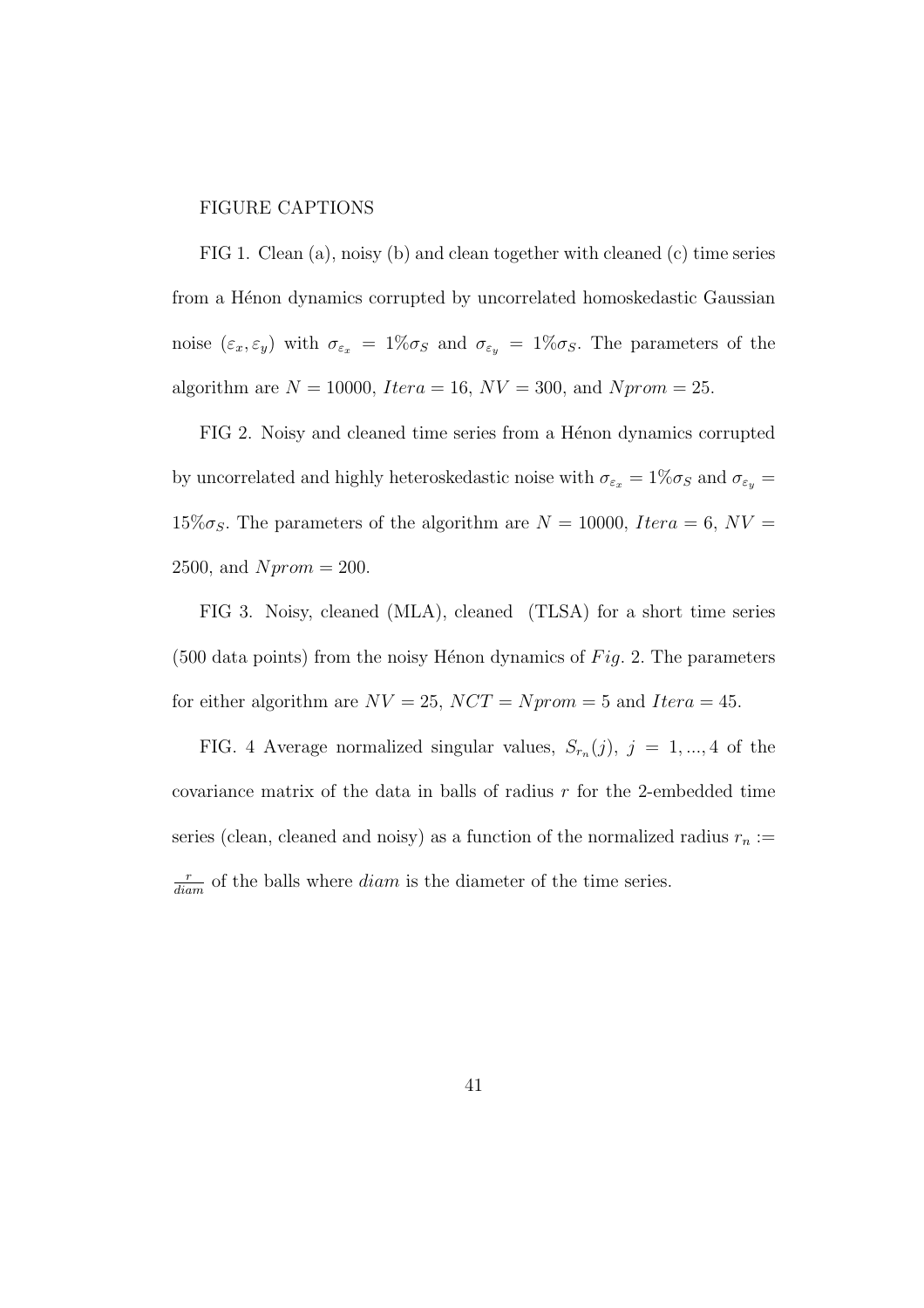FIGURE CAPTIONS

FIG 1. Clean (a), noisy (b) and clean together with cleaned (c) time series from a Hénon dynamics corrupted by uncorrelated homoskedastic Gaussian noise $(\varepsilon_x, \varepsilon_y)$ with $\sigma_{\varepsilon_x} = 1\%\sigma_S$ and $\sigma_{\varepsilon_y} = 1\%\sigma_S$. The parameters of the algorithm are $N = 10000$, $Itera = 16$, $NV = 300$, and $Nprom = 25$.

FIG 2. Noisy and cleaned time series from a Hénon dynamics corrupted by uncorrelated and highly heteroskedastic noise with $\sigma_{\varepsilon_x} = 1\%\sigma_S$ and $\sigma_{\varepsilon_y} = 15\%\sigma_S$. The parameters of the algorithm are $N = 10000$, $Itera = 6$, $NV = 2500$, and $Nprom = 200$.

FIG 3. Noisy, cleaned (MLA), cleaned (TLSA) for a short time series (500 data points) from the noisy Hénon dynamics of $Fig$. 2. The parameters for either algorithm are $NV = 25$, $NCT = Nprom = 5$ and $Itera = 45$.

FIG. 4 Average normalized singular values, $S_{r_n}(j),\ j = 1, ..., 4$ of the covariance matrix of the data in balls of radius $r$ for the 2-embedded time series (clean, cleaned and noisy) as a function of the normalized radius $r_n := \frac{r}{diam}$ of the balls where $diam$ is the diameter of the time series.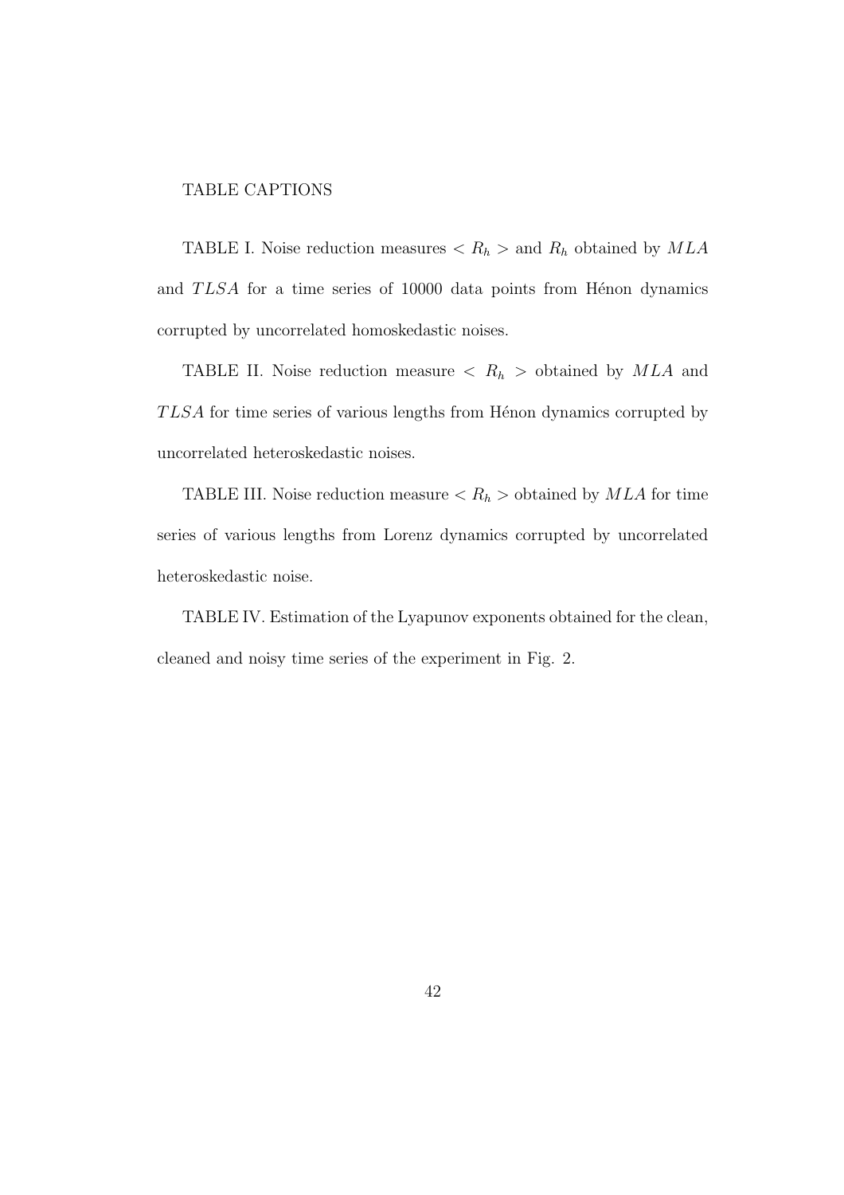TABLE CAPTIONS

TABLE I. Noise reduction measures $< R_h >$ and $R_h$ obtained by $MLA$ and $TLSA$ for a time series of 10000 data points from Hénon dynamics corrupted by uncorrelated homoskedastic noises.

TABLE II. Noise reduction measure $< R_h >$ obtained by $MLA$ and $TLSA$ for time series of various lengths from Hénon dynamics corrupted by uncorrelated heteroskedastic noises.

TABLE III. Noise reduction measure $< R_h >$ obtained by $MLA$ for time series of various lengths from Lorenz dynamics corrupted by uncorrelated heteroskedastic noise.

TABLE IV. Estimation of the Lyapunov exponents obtained for the clean, cleaned and noisy time series of the experiment in Fig. 2.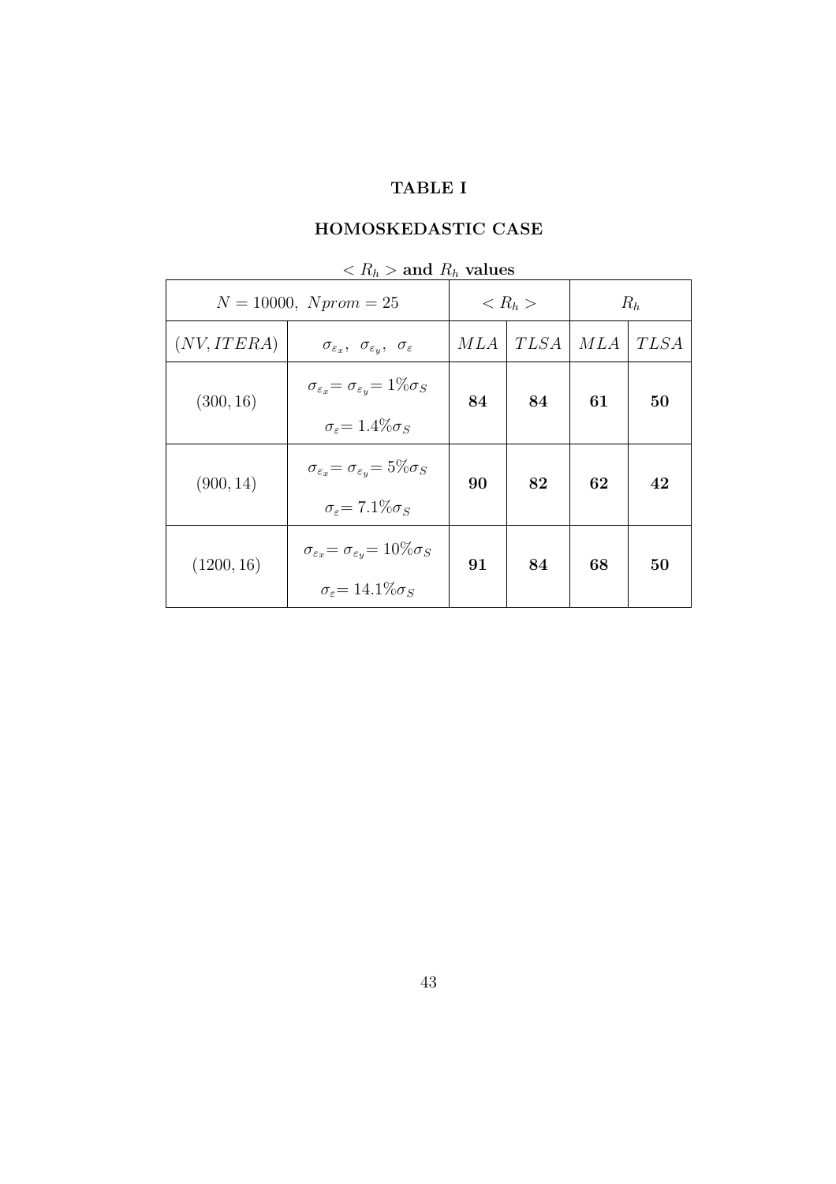# TABLE I

## HOMOSKEDASTIC CASE

**$< R_h >$ and $R_h$ values**

| $N = 10000,\ Nprom = 25$ | | $< R_h >$ | | $R_h$ | |
|---|---|---|---|---|---|
| $(NV, ITERA)$ | $\sigma_{\varepsilon_x},\ \sigma_{\varepsilon_y},\ \sigma_{\varepsilon}$ | $MLA$ | $TLSA$ | $MLA$ | $TLSA$ |
| $(300, 16)$ | $\sigma_{\varepsilon_x} = \sigma_{\varepsilon_y} = 1\% \sigma_S$ <br> $\sigma_{\varepsilon} = 1.4\% \sigma_S$ | **84** | **84** | **61** | **50** |
| $(900, 14)$ | $\sigma_{\varepsilon_x} = \sigma_{\varepsilon_y} = 5\% \sigma_S$ <br> $\sigma_{\varepsilon} = 7.1\% \sigma_S$ | **90** | **82** | **62** | **42** |
| $(1200, 16)$ | $\sigma_{\varepsilon_x} = \sigma_{\varepsilon_y} = 10\% \sigma_S$ <br> $\sigma_{\varepsilon} = 14.1\% \sigma_S$ | **91** | **84** | **68** | **50** |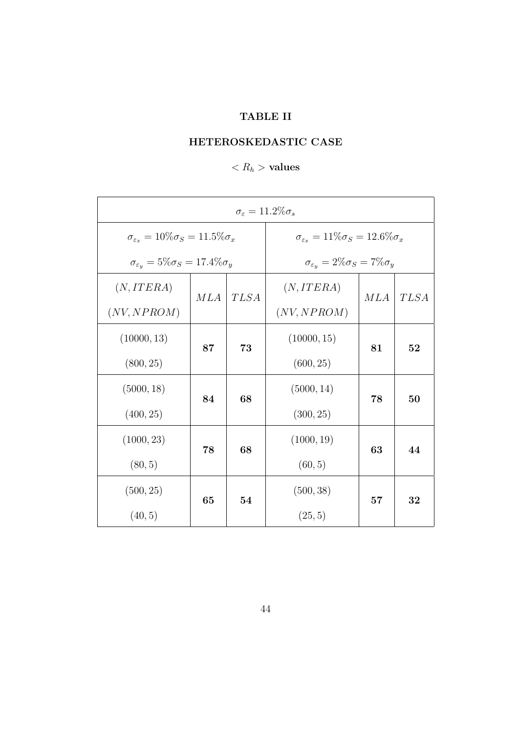**TABLE II**

**HETEROSKEDASTIC CASE**

**$< R_h >$ values**

| $\sigma_\varepsilon = 11.2\% \sigma_s$ | | | | | |
|---|---|---|---|---|---|
| $\sigma_{\varepsilon_x} = 10\% \sigma_S = 11.5\% \sigma_x$ <br> $\sigma_{\varepsilon_y} = 5\% \sigma_S = 17.4\% \sigma_y$ | | | $\sigma_{\varepsilon_x} = 11\% \sigma_S = 12.6\% \sigma_x$ <br> $\sigma_{\varepsilon_y} = 2\% \sigma_S = 7\% \sigma_y$ | | |
| $(N, ITERA)$ <br> $(NV, NPROM)$ | $MLA$ | $TLSA$ | $(N, ITERA)$ <br> $(NV, NPROM)$ | $MLA$ | $TLSA$ |
| $(10000, 13)$ <br> $(800, 25)$ | **87** | **73** | $(10000, 15)$ <br> $(600, 25)$ | **81** | **52** |
| $(5000, 18)$ <br> $(400, 25)$ | **84** | **68** | $(5000, 14)$ <br> $(300, 25)$ | **78** | **50** |
| $(1000, 23)$ <br> $(80, 5)$ | **78** | **68** | $(1000, 19)$ <br> $(60, 5)$ | **63** | **44** |
| $(500, 25)$ <br> $(40, 5)$ | **65** | **54** | $(500, 38)$ <br> $(25, 5)$ | **57** | **32** |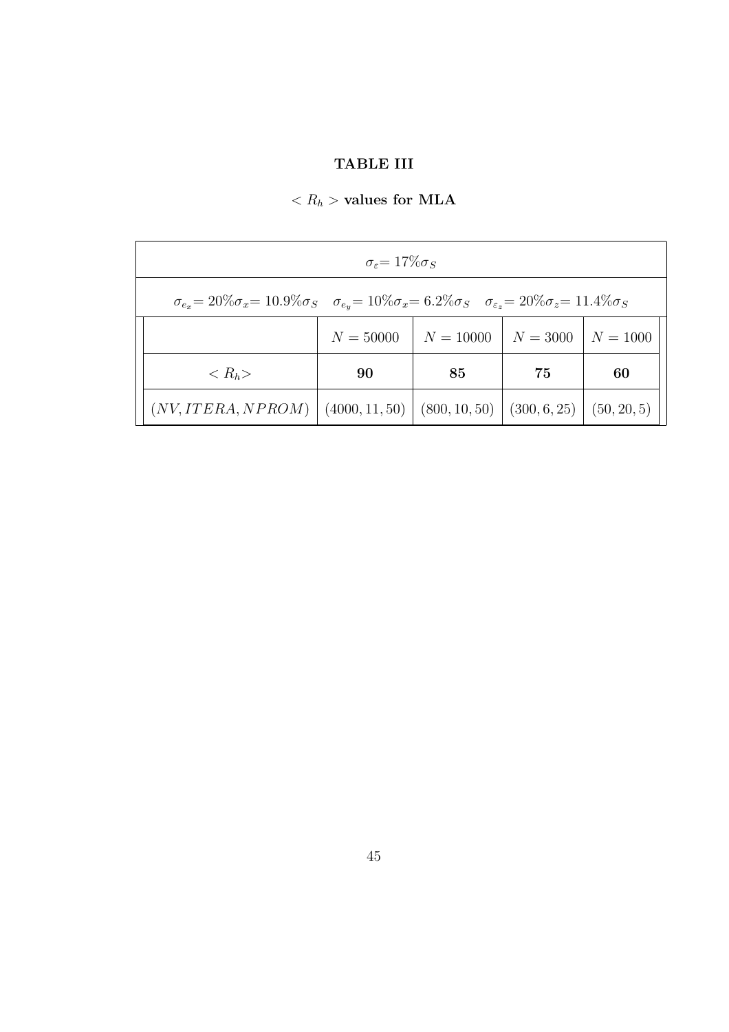## TABLE III

**$< R_h >$ values for MLA**

| $\sigma_\varepsilon = 17\%\sigma_S$ | | | | |
|---|---|---|---|---|
| $\sigma_{e_x} = 20\%\sigma_x = 10.9\%\sigma_S \quad \sigma_{e_y} = 10\%\sigma_x = 6.2\%\sigma_S \quad \sigma_{\varepsilon_z} = 20\%\sigma_z = 11.4\%\sigma_S$ | | | | |
| | $N = 50000$ | $N = 10000$ | $N = 3000$ | $N = 1000$ |
| $< R_h >$ | **90** | **85** | **75** | **60** |
| $(NV, ITERA, NPROM)$ | $(4000, 11, 50)$ | $(800, 10, 50)$ | $(300, 6, 25)$ | $(50, 20, 5)$ |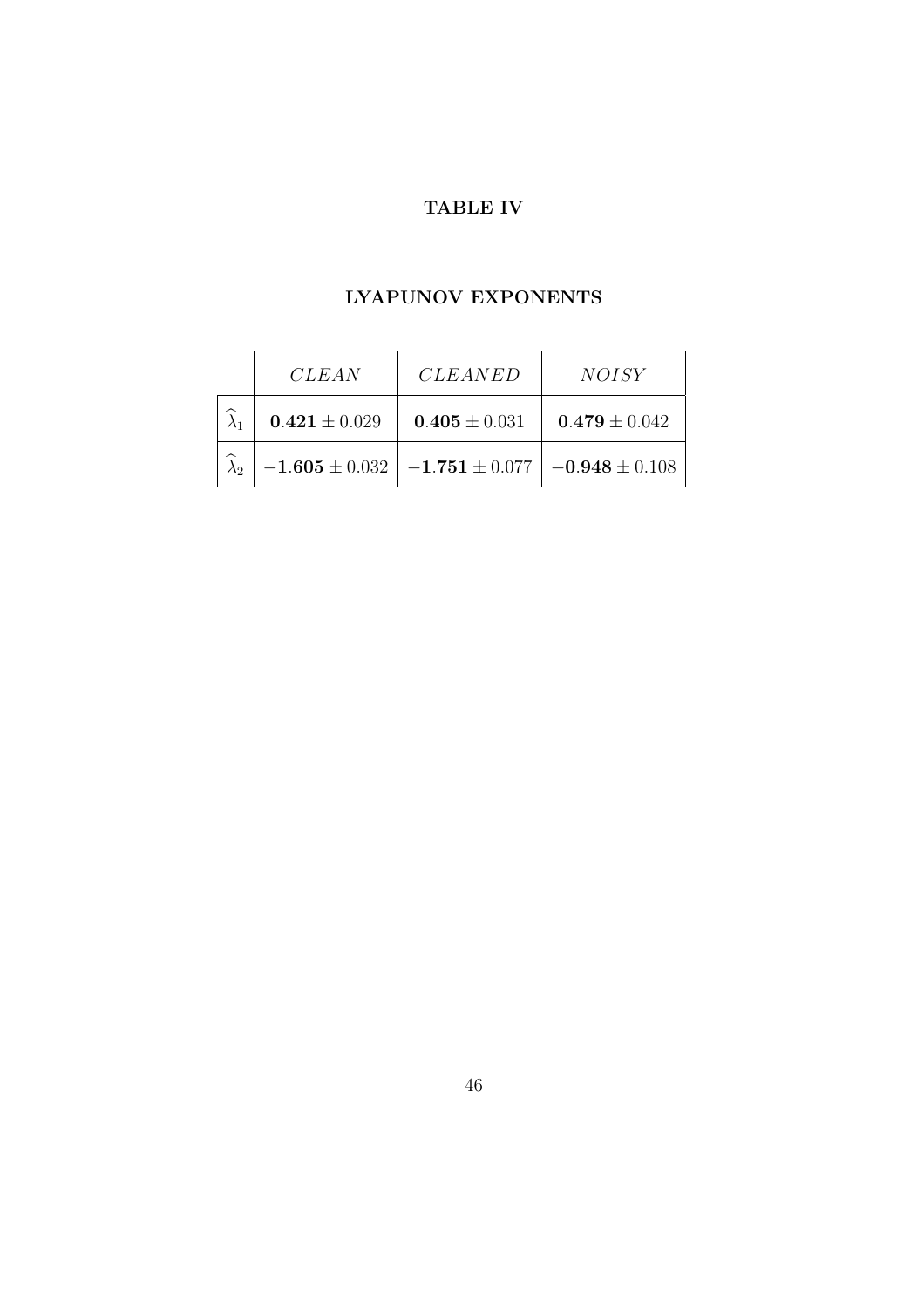**TABLE IV**

**LYAPUNOV EXPONENTS**

| | *CLEAN* | *CLEANED* | *NOISY* |
|---|---|---|---|
| $\widehat{\lambda}_1$ | $\mathbf{0.421} \pm 0.029$ | $\mathbf{0.405} \pm 0.031$ | $\mathbf{0.479} \pm 0.042$ |
| $\widehat{\lambda}_2$ | $\mathbf{-1.605} \pm 0.032$ | $\mathbf{-1.751} \pm 0.077$ | $\mathbf{-0.948} \pm 0.108$ |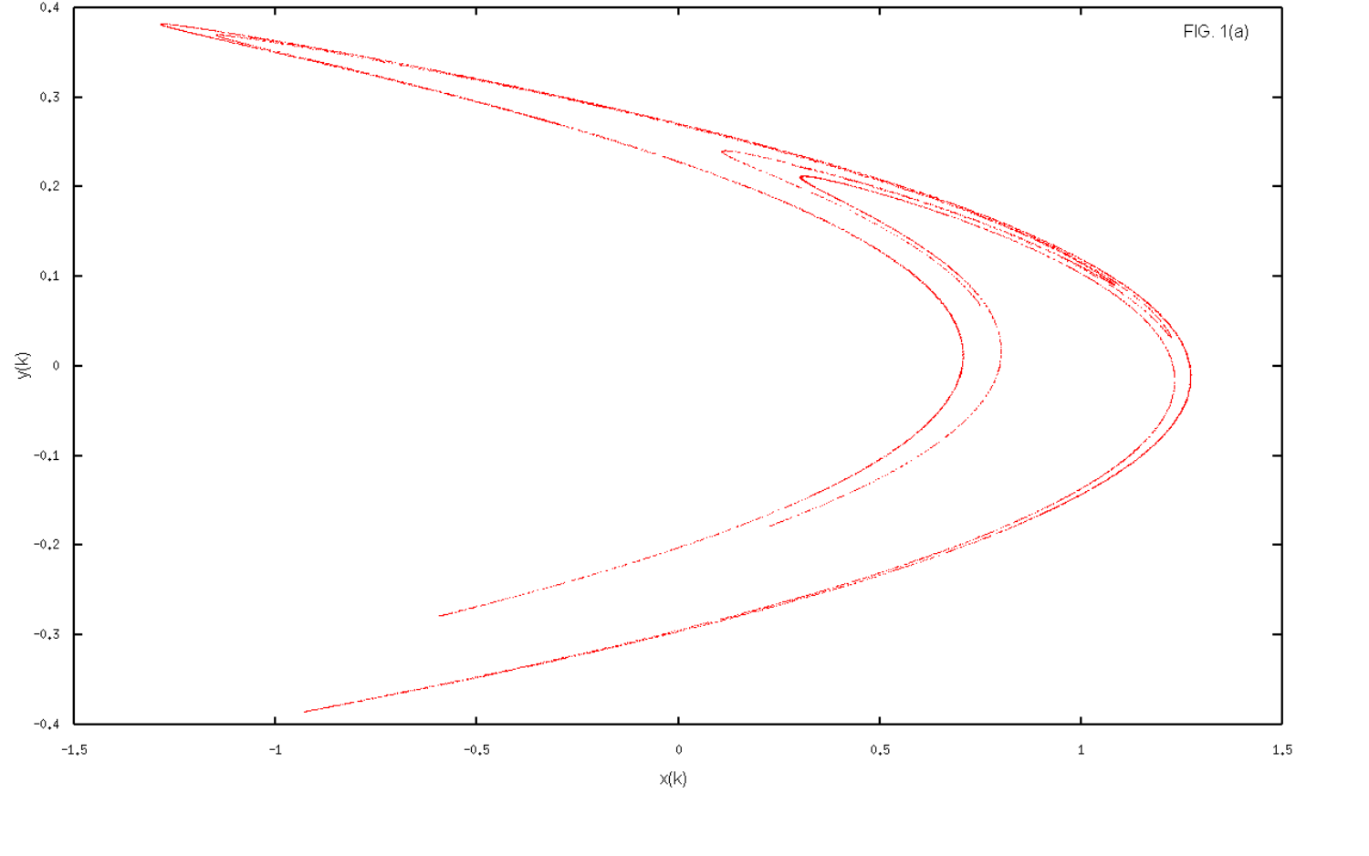FIG. 1(a)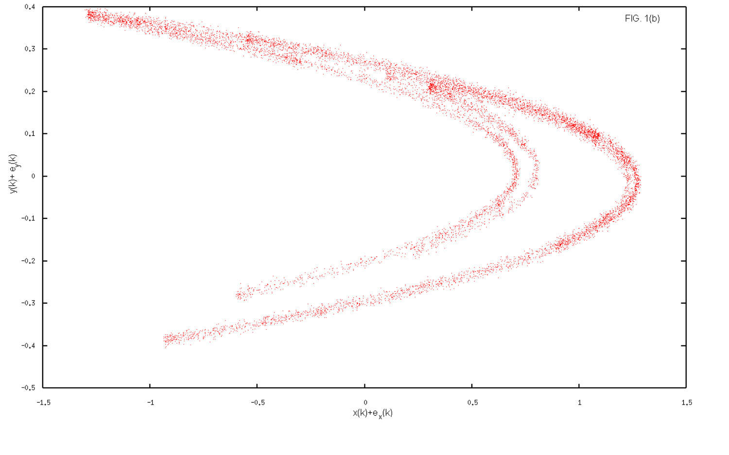FIG. 1(b)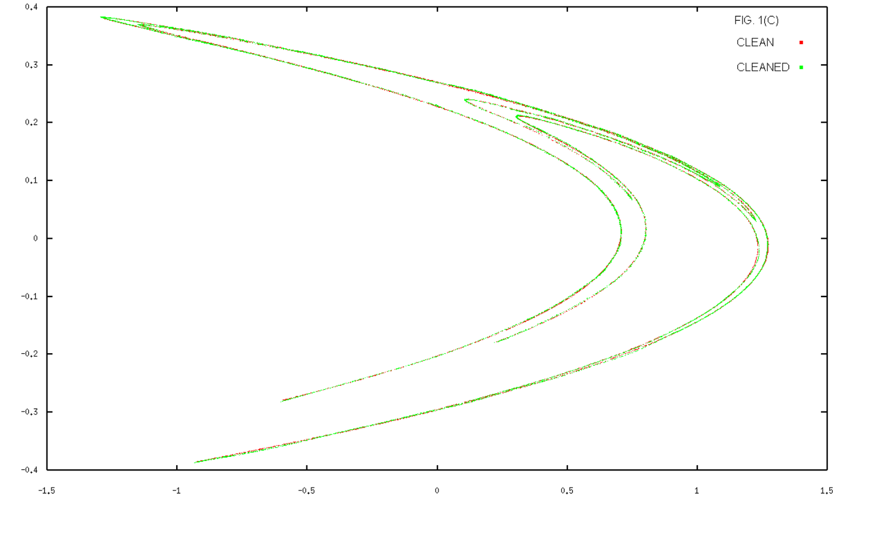FIG. 1(C)

CLEAN

CLEANED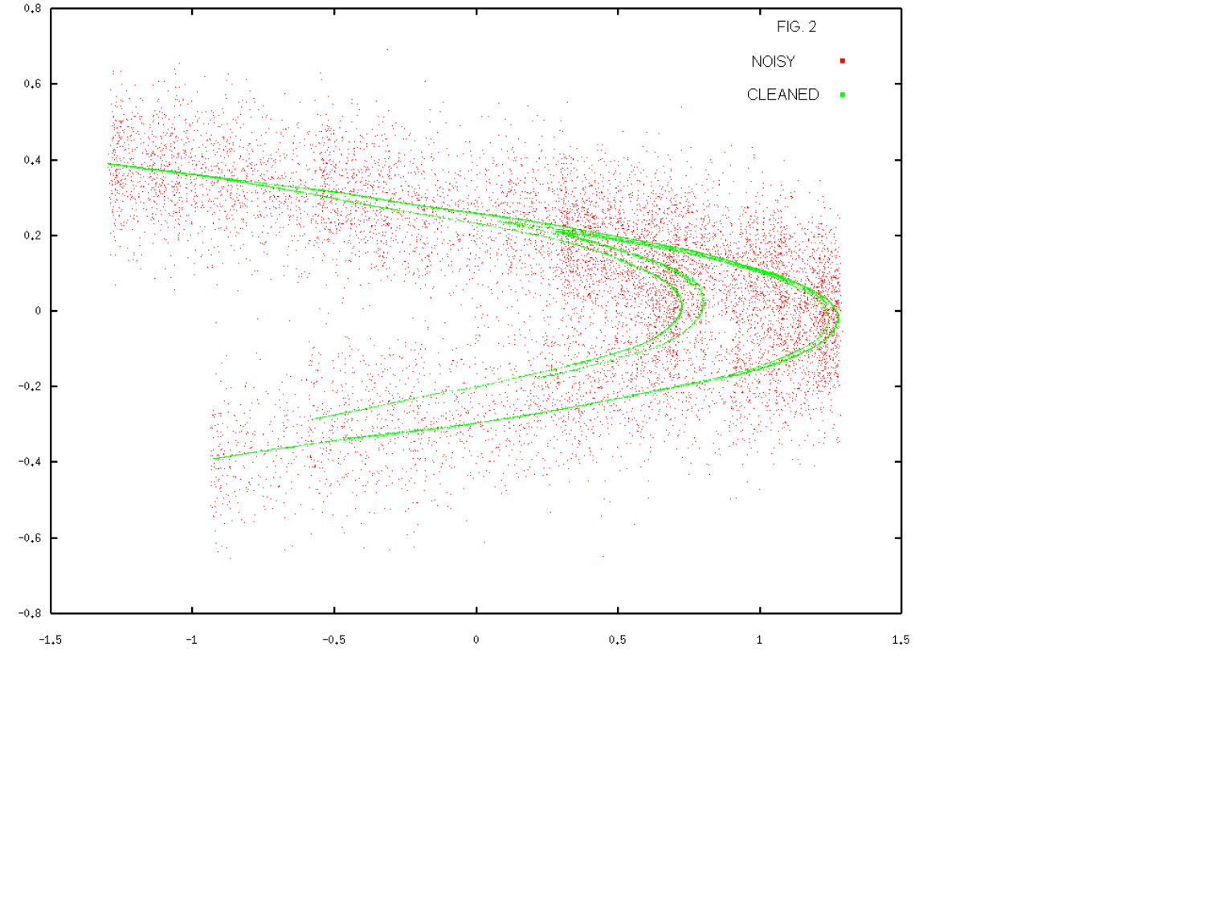FIG. 2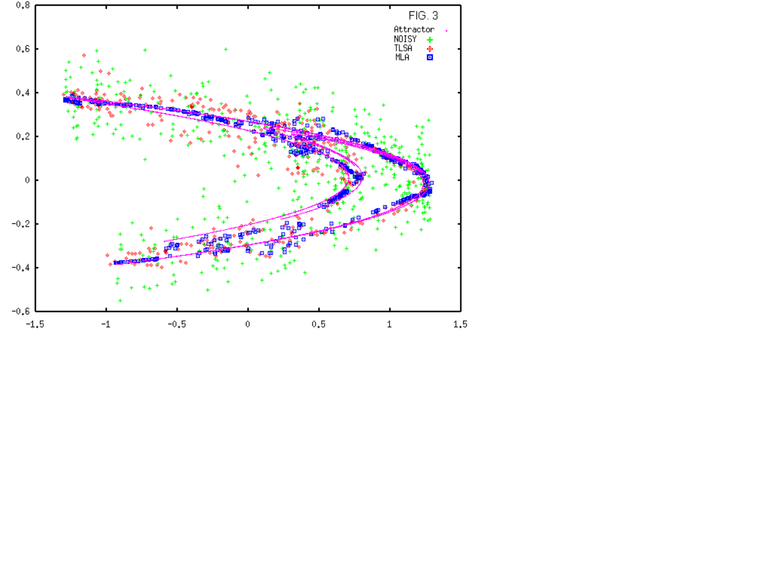FIG. 3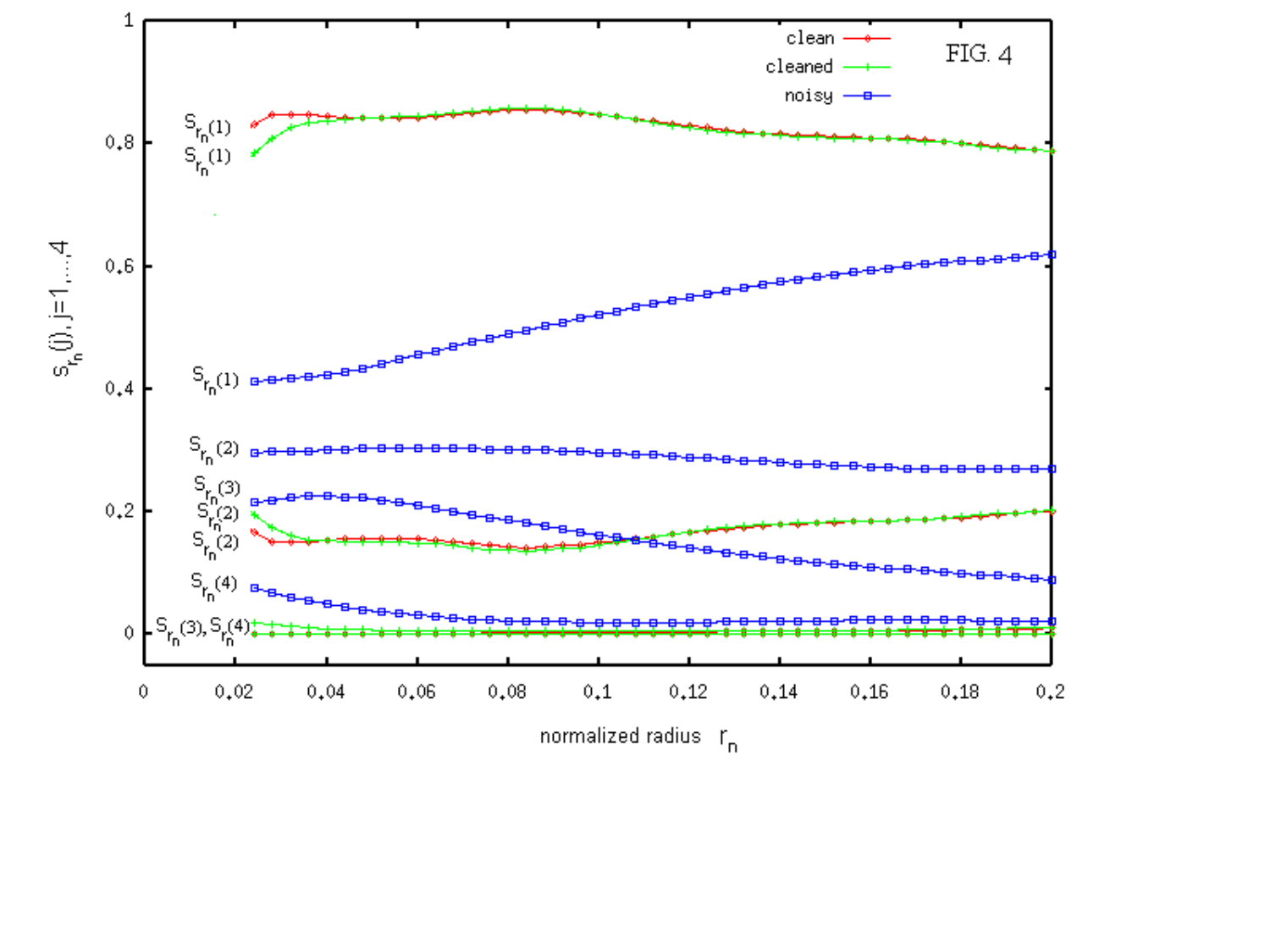FIG. 4

clean
cleaned
noisy

$S_{r_n}(1)$
$S_{r_n}(1)$
$S_{r_n}(1)$
$S_{r_n}(2)$
$S_{r_n}(3)$
$S_{r_n}(2)$
$S_{r_n}(2)$
$S_{r_n}(4)$
$S_{r_n}(3), S_{r_n}(4)$

$S_{r_n}(j), j=1,...,4$

1
0.8
0.6
0.4
0.2
0

0
0.02
0.04
0.06
0.08
0.1
0.12
0.14
0.16
0.18
0.2

normalized radius $r_n$